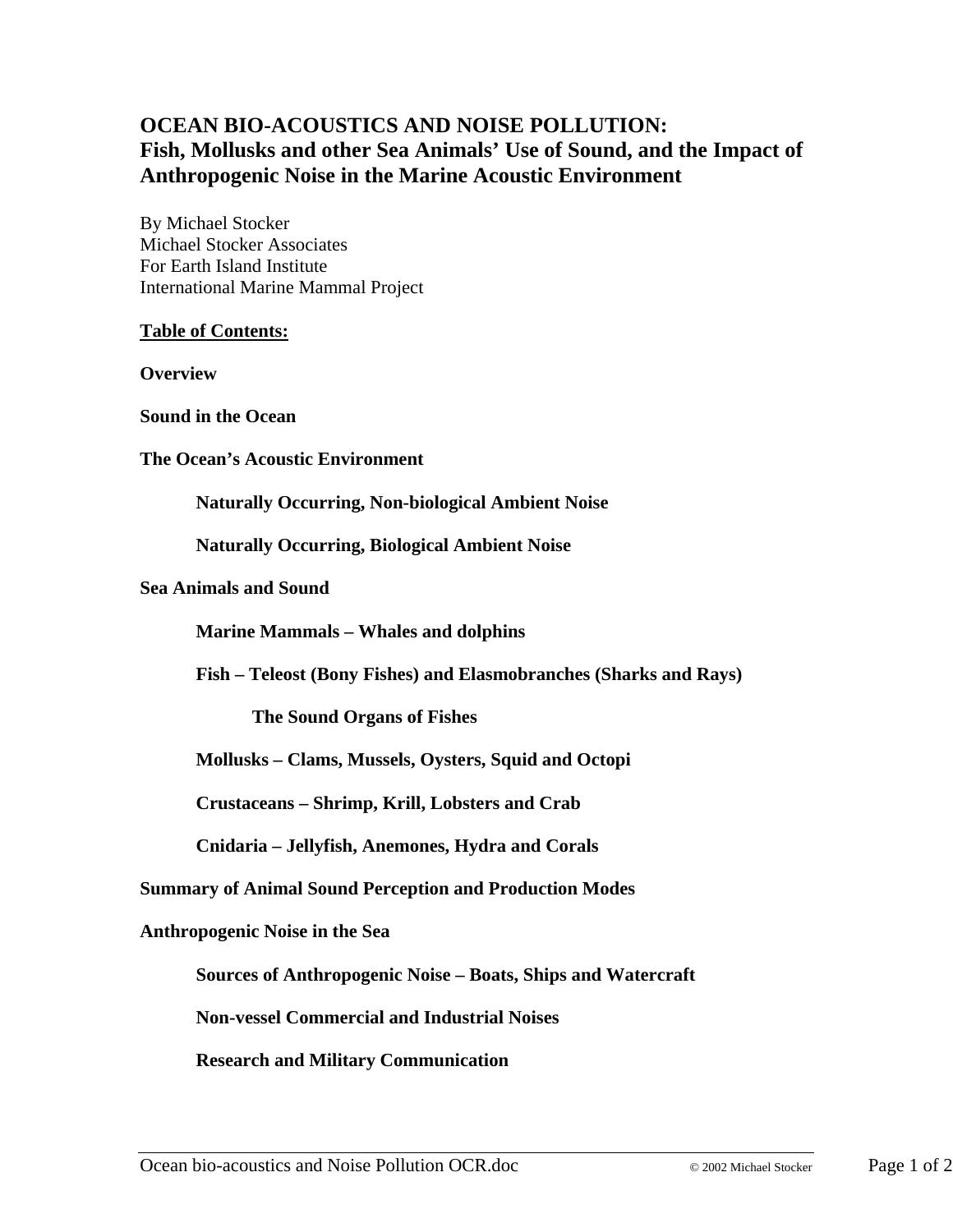# OCEAN BIO-ACOUSTICS AND NOISE POLLUTION:
## Fish, Mollusks and other Sea Animals' Use of Sound, and the Impact of Anthropogenic Noise in the Marine Acoustic Environment

By Michael Stocker
Michael Stocker Associates
For Earth Island Institute
International Marine Mammal Project

**Table of Contents:**

**Overview**

**Sound in the Ocean**

**The Ocean's Acoustic Environment**

- **Naturally Occurring, Non-biological Ambient Noise**
- **Naturally Occurring, Biological Ambient Noise**

**Sea Animals and Sound**

- **Marine Mammals – Whales and dolphins**
- **Fish – Teleost (Bony Fishes) and Elasmobranches (Sharks and Rays)**
  - **The Sound Organs of Fishes**
- **Mollusks – Clams, Mussels, Oysters, Squid and Octopi**
- **Crustaceans – Shrimp, Krill, Lobsters and Crab**
- **Cnidaria – Jellyfish, Anemones, Hydra and Corals**

**Summary of Animal Sound Perception and Production Modes**

**Anthropogenic Noise in the Sea**

- **Sources of Anthropogenic Noise – Boats, Ships and Watercraft**
- **Non-vessel Commercial and Industrial Noises**
- **Research and Military Communication**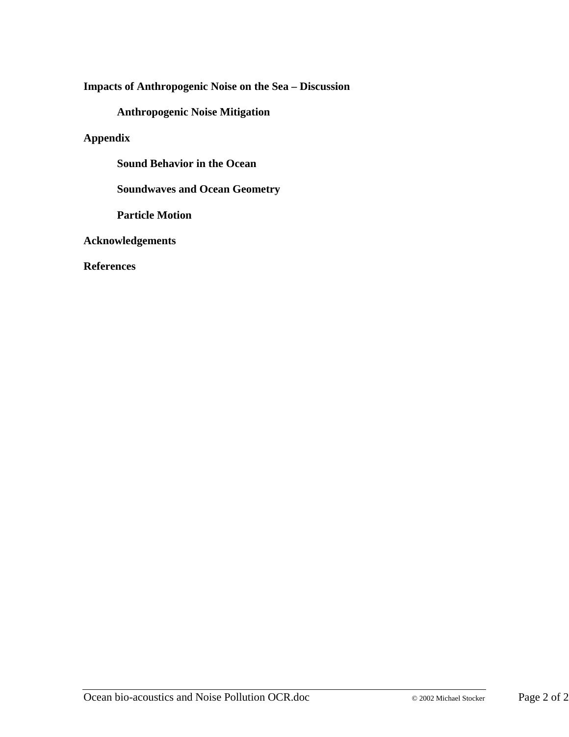**Impacts of Anthropogenic Noise on the Sea – Discussion**

**Anthropogenic Noise Mitigation**

**Appendix**

**Sound Behavior in the Ocean**

**Soundwaves and Ocean Geometry**

**Particle Motion**

**Acknowledgements**

**References**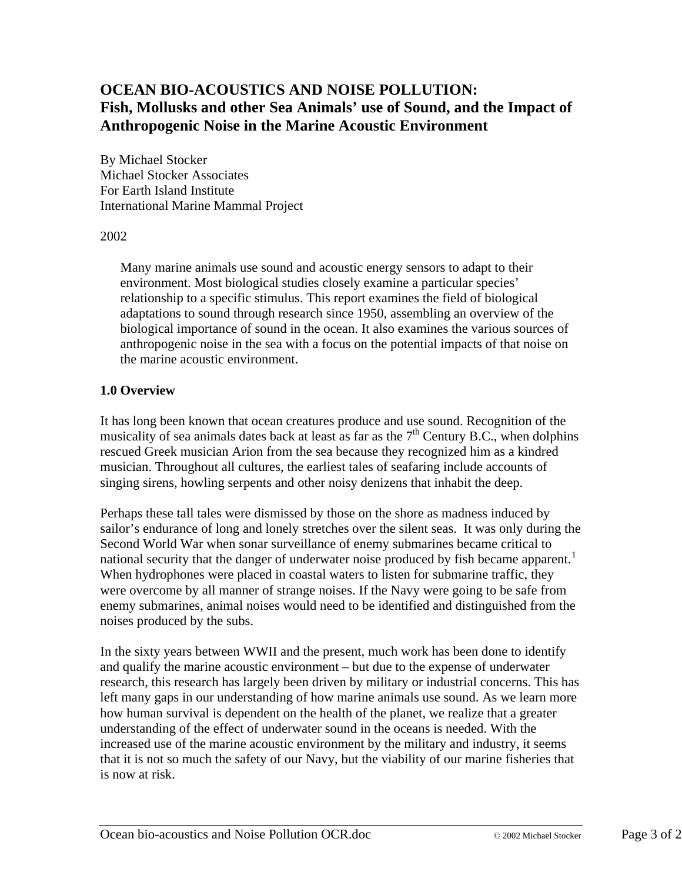# OCEAN BIO-ACOUSTICS AND NOISE POLLUTION: Fish, Mollusks and other Sea Animals' use of Sound, and the Impact of Anthropogenic Noise in the Marine Acoustic Environment

By Michael Stocker
Michael Stocker Associates
For Earth Island Institute
International Marine Mammal Project

2002

> Many marine animals use sound and acoustic energy sensors to adapt to their environment. Most biological studies closely examine a particular species' relationship to a specific stimulus. This report examines the field of biological adaptations to sound through research since 1950, assembling an overview of the biological importance of sound in the ocean. It also examines the various sources of anthropogenic noise in the sea with a focus on the potential impacts of that noise on the marine acoustic environment.

## 1.0 Overview

It has long been known that ocean creatures produce and use sound. Recognition of the musicality of sea animals dates back at least as far as the 7th Century B.C., when dolphins rescued Greek musician Arion from the sea because they recognized him as a kindred musician. Throughout all cultures, the earliest tales of seafaring include accounts of singing sirens, howling serpents and other noisy denizens that inhabit the deep.

Perhaps these tall tales were dismissed by those on the shore as madness induced by sailor's endurance of long and lonely stretches over the silent seas. It was only during the Second World War when sonar surveillance of enemy submarines became critical to national security that the danger of underwater noise produced by fish became apparent.[1] When hydrophones were placed in coastal waters to listen for submarine traffic, they were overcome by all manner of strange noises. If the Navy were going to be safe from enemy submarines, animal noises would need to be identified and distinguished from the noises produced by the subs.

In the sixty years between WWII and the present, much work has been done to identify and qualify the marine acoustic environment – but due to the expense of underwater research, this research has largely been driven by military or industrial concerns. This has left many gaps in our understanding of how marine animals use sound. As we learn more how human survival is dependent on the health of the planet, we realize that a greater understanding of the effect of underwater sound in the oceans is needed. With the increased use of the marine acoustic environment by the military and industry, it seems that it is not so much the safety of our Navy, but the viability of our marine fisheries that is now at risk.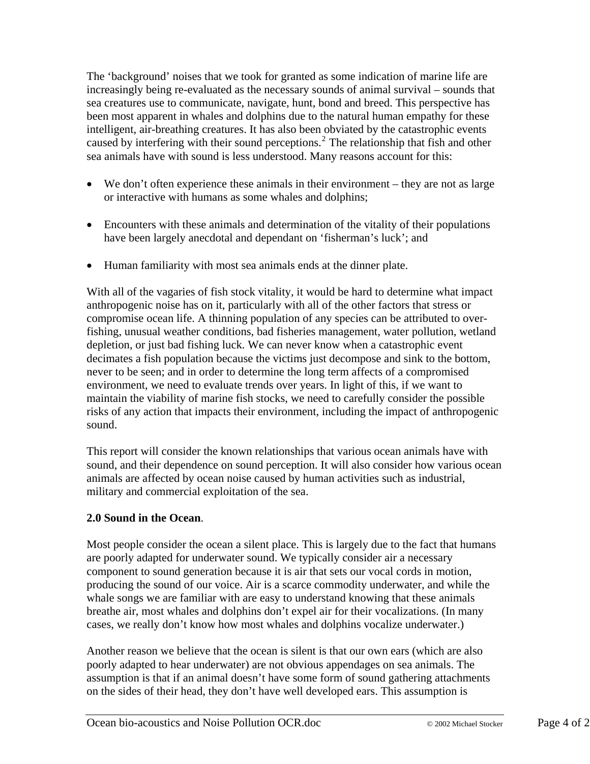The 'background' noises that we took for granted as some indication of marine life are increasingly being re-evaluated as the necessary sounds of animal survival – sounds that sea creatures use to communicate, navigate, hunt, bond and breed. This perspective has been most apparent in whales and dolphins due to the natural human empathy for these intelligent, air-breathing creatures. It has also been obviated by the catastrophic events caused by interfering with their sound perceptions.[2] The relationship that fish and other sea animals have with sound is less understood. Many reasons account for this:

- We don't often experience these animals in their environment – they are not as large or interactive with humans as some whales and dolphins;
- Encounters with these animals and determination of the vitality of their populations have been largely anecdotal and dependant on 'fisherman's luck'; and
- Human familiarity with most sea animals ends at the dinner plate.

With all of the vagaries of fish stock vitality, it would be hard to determine what impact anthropogenic noise has on it, particularly with all of the other factors that stress or compromise ocean life. A thinning population of any species can be attributed to over-fishing, unusual weather conditions, bad fisheries management, water pollution, wetland depletion, or just bad fishing luck. We can never know when a catastrophic event decimates a fish population because the victims just decompose and sink to the bottom, never to be seen; and in order to determine the long term affects of a compromised environment, we need to evaluate trends over years. In light of this, if we want to maintain the viability of marine fish stocks, we need to carefully consider the possible risks of any action that impacts their environment, including the impact of anthropogenic sound.

This report will consider the known relationships that various ocean animals have with sound, and their dependence on sound perception. It will also consider how various ocean animals are affected by ocean noise caused by human activities such as industrial, military and commercial exploitation of the sea.

## 2.0 Sound in the Ocean.

Most people consider the ocean a silent place. This is largely due to the fact that humans are poorly adapted for underwater sound. We typically consider air a necessary component to sound generation because it is air that sets our vocal cords in motion, producing the sound of our voice. Air is a scarce commodity underwater, and while the whale songs we are familiar with are easy to understand knowing that these animals breathe air, most whales and dolphins don't expel air for their vocalizations. (In many cases, we really don't know how most whales and dolphins vocalize underwater.)

Another reason we believe that the ocean is silent is that our own ears (which are also poorly adapted to hear underwater) are not obvious appendages on sea animals. The assumption is that if an animal doesn't have some form of sound gathering attachments on the sides of their head, they don't have well developed ears. This assumption is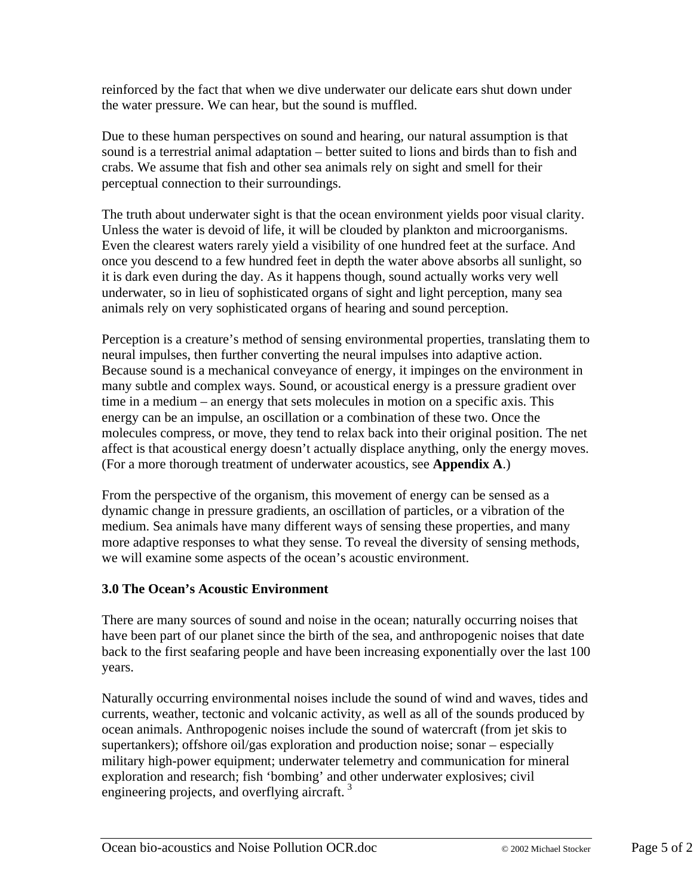reinforced by the fact that when we dive underwater our delicate ears shut down under the water pressure. We can hear, but the sound is muffled.

Due to these human perspectives on sound and hearing, our natural assumption is that sound is a terrestrial animal adaptation – better suited to lions and birds than to fish and crabs. We assume that fish and other sea animals rely on sight and smell for their perceptual connection to their surroundings.

The truth about underwater sight is that the ocean environment yields poor visual clarity. Unless the water is devoid of life, it will be clouded by plankton and microorganisms. Even the clearest waters rarely yield a visibility of one hundred feet at the surface. And once you descend to a few hundred feet in depth the water above absorbs all sunlight, so it is dark even during the day. As it happens though, sound actually works very well underwater, so in lieu of sophisticated organs of sight and light perception, many sea animals rely on very sophisticated organs of hearing and sound perception.

Perception is a creature's method of sensing environmental properties, translating them to neural impulses, then further converting the neural impulses into adaptive action. Because sound is a mechanical conveyance of energy, it impinges on the environment in many subtle and complex ways. Sound, or acoustical energy is a pressure gradient over time in a medium – an energy that sets molecules in motion on a specific axis. This energy can be an impulse, an oscillation or a combination of these two. Once the molecules compress, or move, they tend to relax back into their original position. The net affect is that acoustical energy doesn't actually displace anything, only the energy moves. (For a more thorough treatment of underwater acoustics, see **Appendix A**.)

From the perspective of the organism, this movement of energy can be sensed as a dynamic change in pressure gradients, an oscillation of particles, or a vibration of the medium. Sea animals have many different ways of sensing these properties, and many more adaptive responses to what they sense. To reveal the diversity of sensing methods, we will examine some aspects of the ocean's acoustic environment.

## 3.0 The Ocean's Acoustic Environment

There are many sources of sound and noise in the ocean; naturally occurring noises that have been part of our planet since the birth of the sea, and anthropogenic noises that date back to the first seafaring people and have been increasing exponentially over the last 100 years.

Naturally occurring environmental noises include the sound of wind and waves, tides and currents, weather, tectonic and volcanic activity, as well as all of the sounds produced by ocean animals. Anthropogenic noises include the sound of watercraft (from jet skis to supertankers); offshore oil/gas exploration and production noise; sonar – especially military high-power equipment; underwater telemetry and communication for mineral exploration and research; fish 'bombing' and other underwater explosives; civil engineering projects, and overflying aircraft. [3]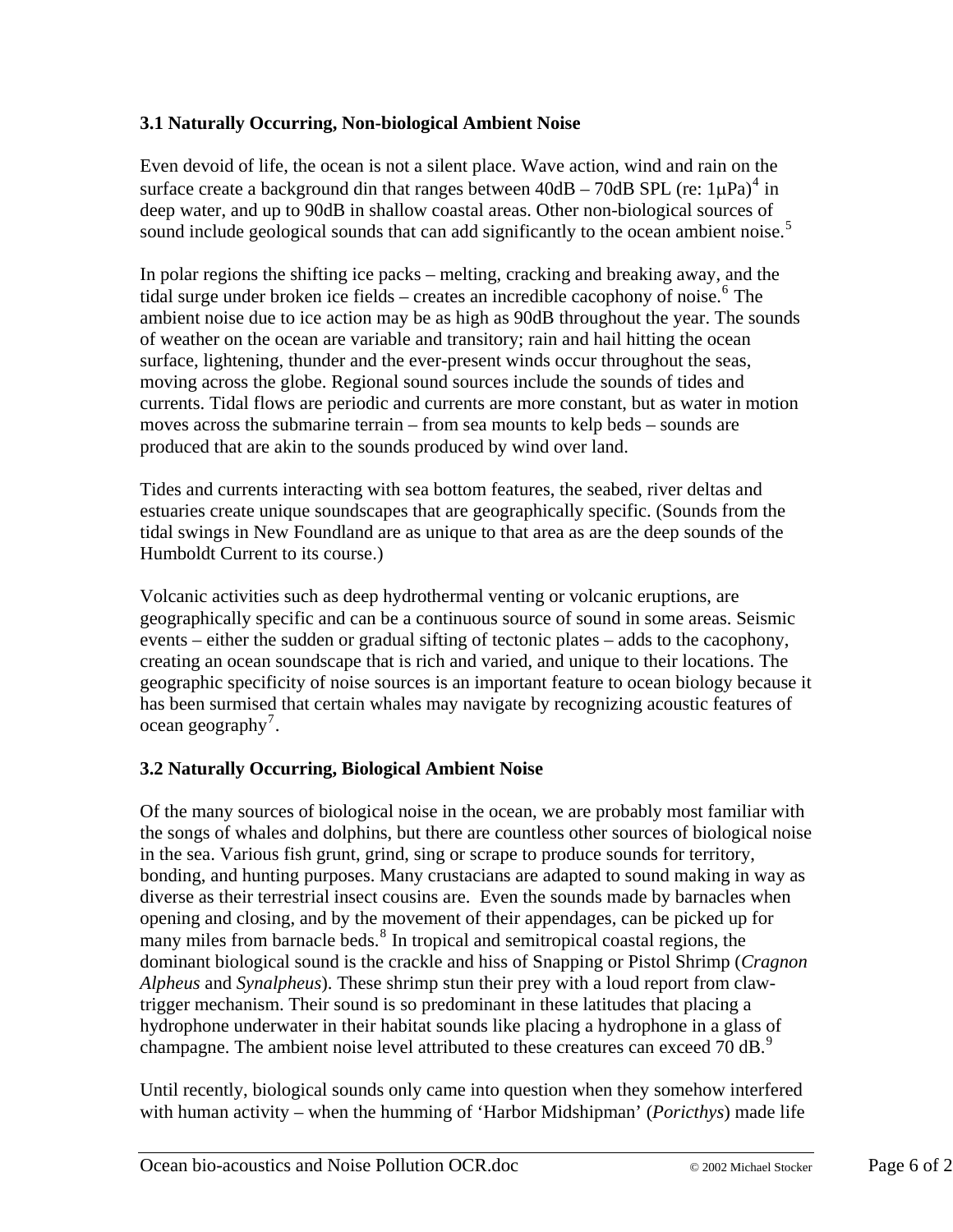### 3.1 Naturally Occurring, Non-biological Ambient Noise

Even devoid of life, the ocean is not a silent place. Wave action, wind and rain on the surface create a background din that ranges between 40dB – 70dB SPL (re: 1μPa)[4] in deep water, and up to 90dB in shallow coastal areas. Other non-biological sources of sound include geological sounds that can add significantly to the ocean ambient noise.[5]

In polar regions the shifting ice packs – melting, cracking and breaking away, and the tidal surge under broken ice fields – creates an incredible cacophony of noise.[6] The ambient noise due to ice action may be as high as 90dB throughout the year. The sounds of weather on the ocean are variable and transitory; rain and hail hitting the ocean surface, lightening, thunder and the ever-present winds occur throughout the seas, moving across the globe. Regional sound sources include the sounds of tides and currents. Tidal flows are periodic and currents are more constant, but as water in motion moves across the submarine terrain – from sea mounts to kelp beds – sounds are produced that are akin to the sounds produced by wind over land.

Tides and currents interacting with sea bottom features, the seabed, river deltas and estuaries create unique soundscapes that are geographically specific. (Sounds from the tidal swings in New Foundland are as unique to that area as are the deep sounds of the Humboldt Current to its course.)

Volcanic activities such as deep hydrothermal venting or volcanic eruptions, are geographically specific and can be a continuous source of sound in some areas. Seismic events – either the sudden or gradual sifting of tectonic plates – adds to the cacophony, creating an ocean soundscape that is rich and varied, and unique to their locations. The geographic specificity of noise sources is an important feature to ocean biology because it has been surmised that certain whales may navigate by recognizing acoustic features of ocean geography[7].

### 3.2 Naturally Occurring, Biological Ambient Noise

Of the many sources of biological noise in the ocean, we are probably most familiar with the songs of whales and dolphins, but there are countless other sources of biological noise in the sea. Various fish grunt, grind, sing or scrape to produce sounds for territory, bonding, and hunting purposes. Many crustacians are adapted to sound making in way as diverse as their terrestrial insect cousins are. Even the sounds made by barnacles when opening and closing, and by the movement of their appendages, can be picked up for many miles from barnacle beds.[8] In tropical and semitropical coastal regions, the dominant biological sound is the crackle and hiss of Snapping or Pistol Shrimp (*Cragnon Alpheus* and *Synalpheus*). These shrimp stun their prey with a loud report from claw-trigger mechanism. Their sound is so predominant in these latitudes that placing a hydrophone underwater in their habitat sounds like placing a hydrophone in a glass of champagne. The ambient noise level attributed to these creatures can exceed 70 dB.[9]

Until recently, biological sounds only came into question when they somehow interfered with human activity – when the humming of 'Harbor Midshipman' (*Porichthys*) made life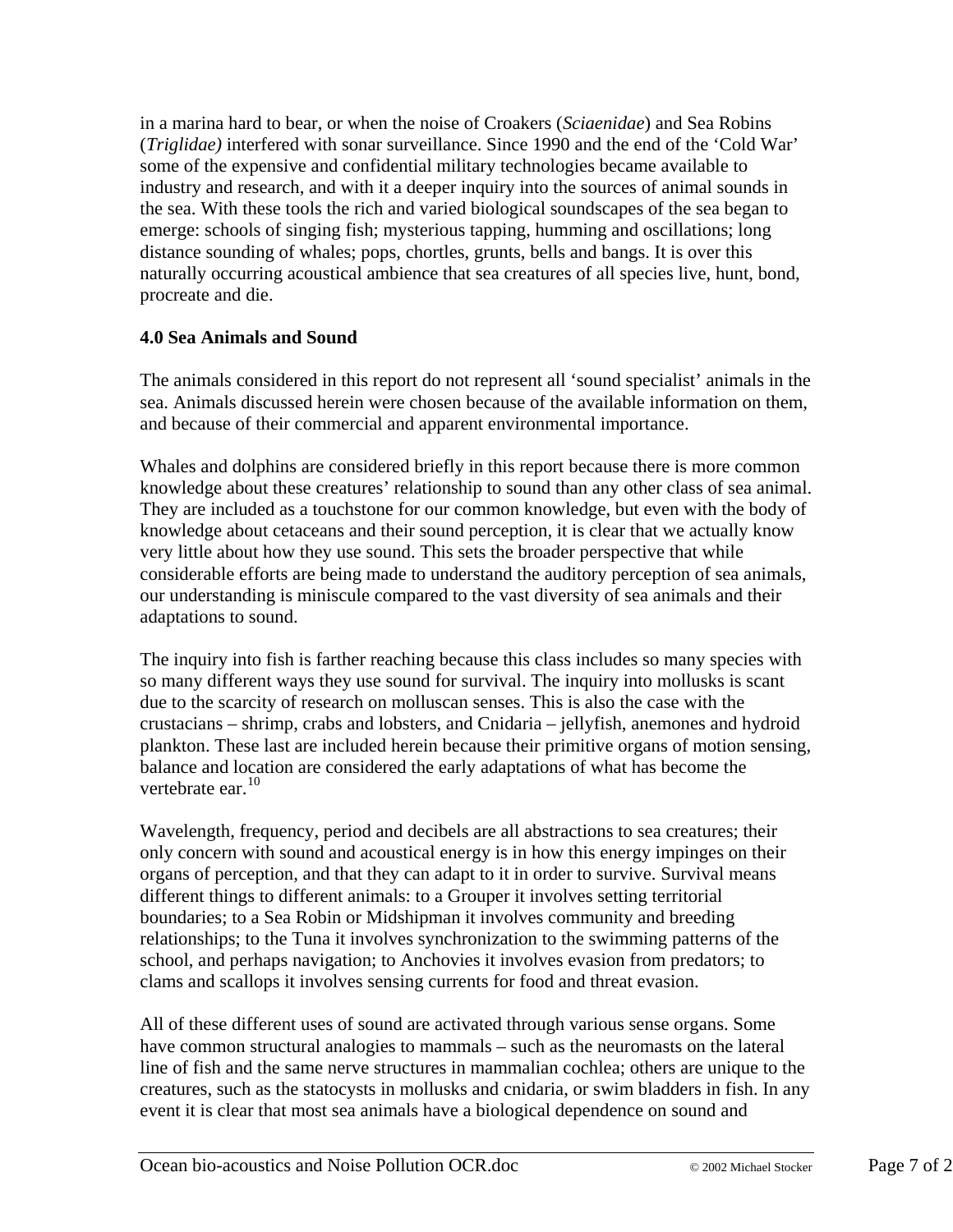in a marina hard to bear, or when the noise of Croakers (*Sciaenidae*) and Sea Robins (*Triglidae)* interfered with sonar surveillance. Since 1990 and the end of the 'Cold War' some of the expensive and confidential military technologies became available to industry and research, and with it a deeper inquiry into the sources of animal sounds in the sea. With these tools the rich and varied biological soundscapes of the sea began to emerge: schools of singing fish; mysterious tapping, humming and oscillations; long distance sounding of whales; pops, chortles, grunts, bells and bangs. It is over this naturally occurring acoustical ambience that sea creatures of all species live, hunt, bond, procreate and die.

**4.0 Sea Animals and Sound**

The animals considered in this report do not represent all 'sound specialist' animals in the sea. Animals discussed herein were chosen because of the available information on them, and because of their commercial and apparent environmental importance.

Whales and dolphins are considered briefly in this report because there is more common knowledge about these creatures' relationship to sound than any other class of sea animal. They are included as a touchstone for our common knowledge, but even with the body of knowledge about cetaceans and their sound perception, it is clear that we actually know very little about how they use sound. This sets the broader perspective that while considerable efforts are being made to understand the auditory perception of sea animals, our understanding is miniscule compared to the vast diversity of sea animals and their adaptations to sound.

The inquiry into fish is farther reaching because this class includes so many species with so many different ways they use sound for survival. The inquiry into mollusks is scant due to the scarcity of research on molluscan senses. This is also the case with the crustacians – shrimp, crabs and lobsters, and Cnidaria – jellyfish, anemones and hydroid plankton. These last are included herein because their primitive organs of motion sensing, balance and location are considered the early adaptations of what has become the vertebrate ear.[10]

Wavelength, frequency, period and decibels are all abstractions to sea creatures; their only concern with sound and acoustical energy is in how this energy impinges on their organs of perception, and that they can adapt to it in order to survive. Survival means different things to different animals: to a Grouper it involves setting territorial boundaries; to a Sea Robin or Midshipman it involves community and breeding relationships; to the Tuna it involves synchronization to the swimming patterns of the school, and perhaps navigation; to Anchovies it involves evasion from predators; to clams and scallops it involves sensing currents for food and threat evasion.

All of these different uses of sound are activated through various sense organs. Some have common structural analogies to mammals – such as the neuromasts on the lateral line of fish and the same nerve structures in mammalian cochlea; others are unique to the creatures, such as the statocysts in mollusks and cnidaria, or swim bladders in fish. In any event it is clear that most sea animals have a biological dependence on sound and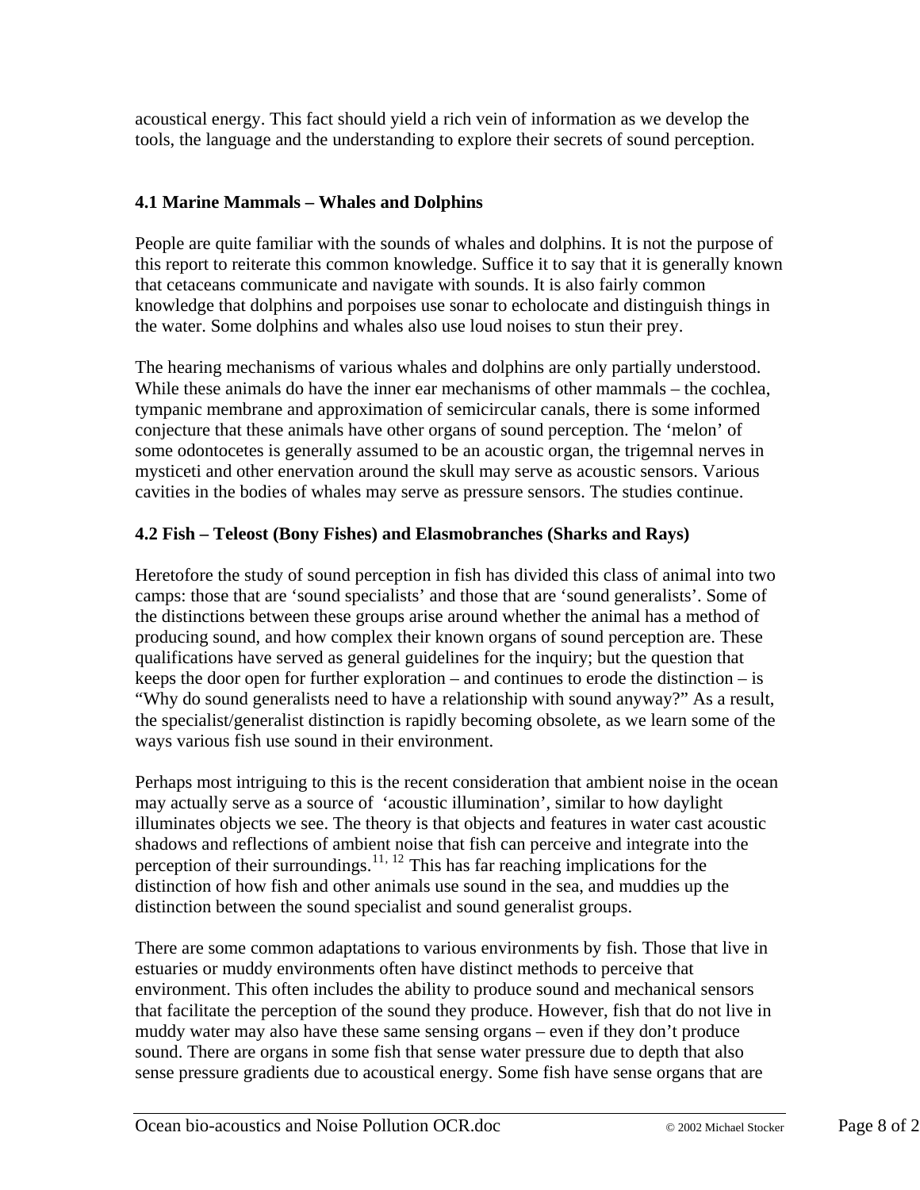acoustical energy. This fact should yield a rich vein of information as we develop the tools, the language and the understanding to explore their secrets of sound perception.

### 4.1 Marine Mammals – Whales and Dolphins

People are quite familiar with the sounds of whales and dolphins. It is not the purpose of this report to reiterate this common knowledge. Suffice it to say that it is generally known that cetaceans communicate and navigate with sounds. It is also fairly common knowledge that dolphins and porpoises use sonar to echolocate and distinguish things in the water. Some dolphins and whales also use loud noises to stun their prey.

The hearing mechanisms of various whales and dolphins are only partially understood. While these animals do have the inner ear mechanisms of other mammals – the cochlea, tympanic membrane and approximation of semicircular canals, there is some informed conjecture that these animals have other organs of sound perception. The 'melon' of some odontocetes is generally assumed to be an acoustic organ, the trigemnal nerves in mysticeti and other enervation around the skull may serve as acoustic sensors. Various cavities in the bodies of whales may serve as pressure sensors. The studies continue.

### 4.2 Fish – Teleost (Bony Fishes) and Elasmobranches (Sharks and Rays)

Heretofore the study of sound perception in fish has divided this class of animal into two camps: those that are 'sound specialists' and those that are 'sound generalists'. Some of the distinctions between these groups arise around whether the animal has a method of producing sound, and how complex their known organs of sound perception are. These qualifications have served as general guidelines for the inquiry; but the question that keeps the door open for further exploration – and continues to erode the distinction – is "Why do sound generalists need to have a relationship with sound anyway?" As a result, the specialist/generalist distinction is rapidly becoming obsolete, as we learn some of the ways various fish use sound in their environment.

Perhaps most intriguing to this is the recent consideration that ambient noise in the ocean may actually serve as a source of 'acoustic illumination', similar to how daylight illuminates objects we see. The theory is that objects and features in water cast acoustic shadows and reflections of ambient noise that fish can perceive and integrate into the perception of their surroundings.[11, 12] This has far reaching implications for the distinction of how fish and other animals use sound in the sea, and muddies up the distinction between the sound specialist and sound generalist groups.

There are some common adaptations to various environments by fish. Those that live in estuaries or muddy environments often have distinct methods to perceive that environment. This often includes the ability to produce sound and mechanical sensors that facilitate the perception of the sound they produce. However, fish that do not live in muddy water may also have these same sensing organs – even if they don't produce sound. There are organs in some fish that sense water pressure due to depth that also sense pressure gradients due to acoustical energy. Some fish have sense organs that are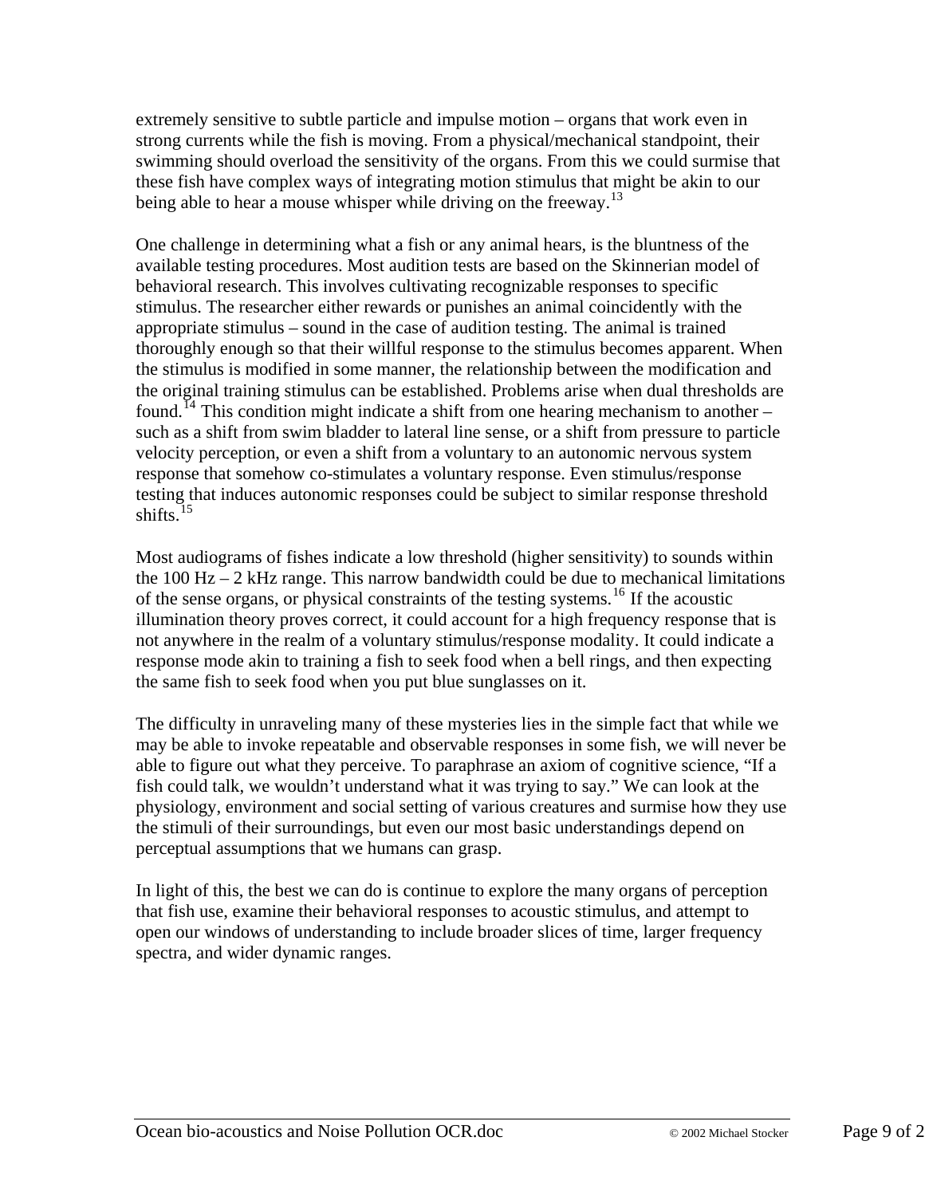extremely sensitive to subtle particle and impulse motion – organs that work even in strong currents while the fish is moving. From a physical/mechanical standpoint, their swimming should overload the sensitivity of the organs. From this we could surmise that these fish have complex ways of integrating motion stimulus that might be akin to our being able to hear a mouse whisper while driving on the freeway.[13]

One challenge in determining what a fish or any animal hears, is the bluntness of the available testing procedures. Most audition tests are based on the Skinnerian model of behavioral research. This involves cultivating recognizable responses to specific stimulus. The researcher either rewards or punishes an animal coincidently with the appropriate stimulus – sound in the case of audition testing. The animal is trained thoroughly enough so that their willful response to the stimulus becomes apparent. When the stimulus is modified in some manner, the relationship between the modification and the original training stimulus can be established. Problems arise when dual thresholds are found.[14] This condition might indicate a shift from one hearing mechanism to another – such as a shift from swim bladder to lateral line sense, or a shift from pressure to particle velocity perception, or even a shift from a voluntary to an autonomic nervous system response that somehow co-stimulates a voluntary response. Even stimulus/response testing that induces autonomic responses could be subject to similar response threshold shifts.[15]

Most audiograms of fishes indicate a low threshold (higher sensitivity) to sounds within the 100 Hz – 2 kHz range. This narrow bandwidth could be due to mechanical limitations of the sense organs, or physical constraints of the testing systems.[16] If the acoustic illumination theory proves correct, it could account for a high frequency response that is not anywhere in the realm of a voluntary stimulus/response modality. It could indicate a response mode akin to training a fish to seek food when a bell rings, and then expecting the same fish to seek food when you put blue sunglasses on it.

The difficulty in unraveling many of these mysteries lies in the simple fact that while we may be able to invoke repeatable and observable responses in some fish, we will never be able to figure out what they perceive. To paraphrase an axiom of cognitive science, "If a fish could talk, we wouldn't understand what it was trying to say." We can look at the physiology, environment and social setting of various creatures and surmise how they use the stimuli of their surroundings, but even our most basic understandings depend on perceptual assumptions that we humans can grasp.

In light of this, the best we can do is continue to explore the many organs of perception that fish use, examine their behavioral responses to acoustic stimulus, and attempt to open our windows of understanding to include broader slices of time, larger frequency spectra, and wider dynamic ranges.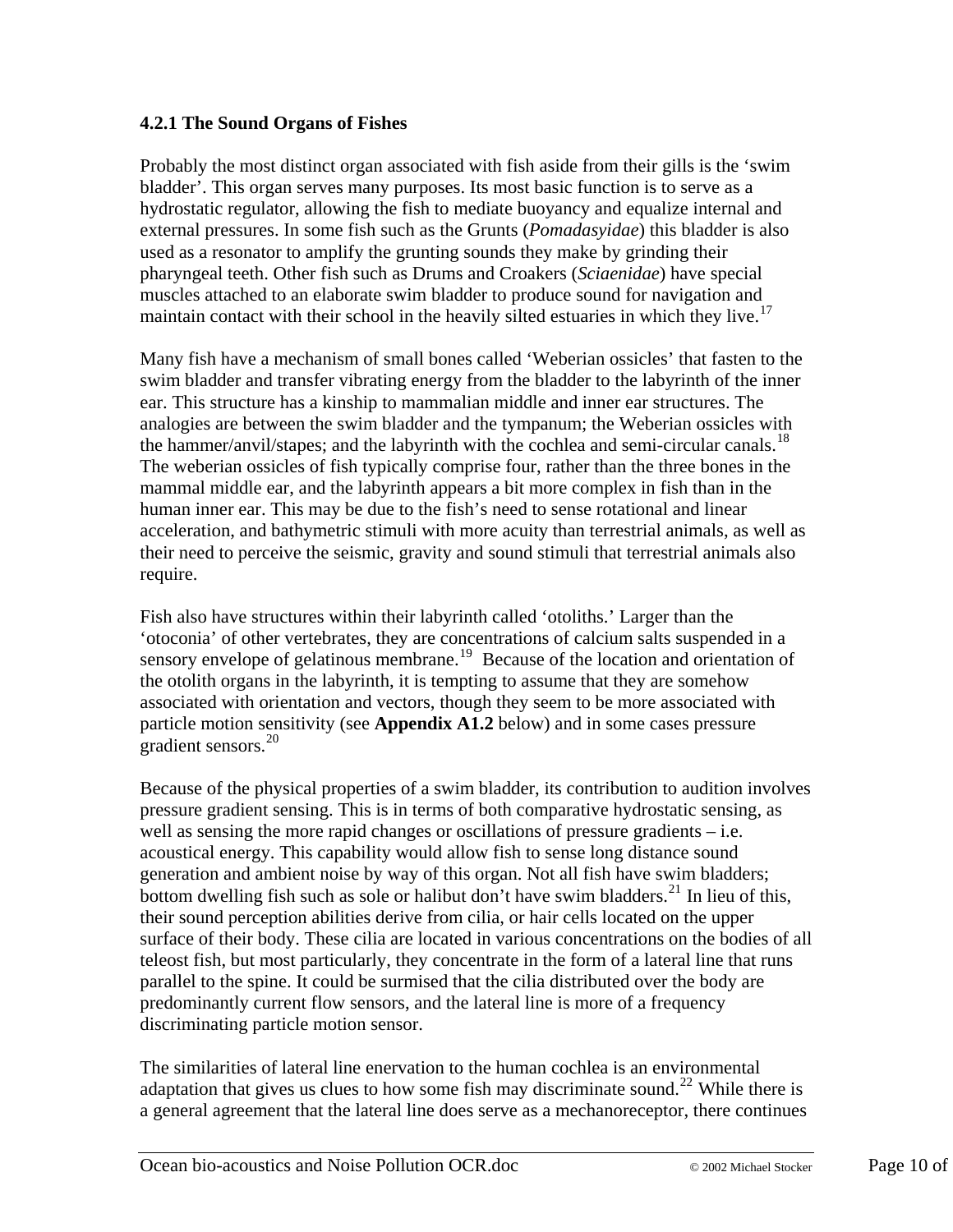### 4.2.1 The Sound Organs of Fishes

Probably the most distinct organ associated with fish aside from their gills is the 'swim bladder'. This organ serves many purposes. Its most basic function is to serve as a hydrostatic regulator, allowing the fish to mediate buoyancy and equalize internal and external pressures. In some fish such as the Grunts (*Pomadasyidae*) this bladder is also used as a resonator to amplify the grunting sounds they make by grinding their pharyngeal teeth. Other fish such as Drums and Croakers (*Sciaenidae*) have special muscles attached to an elaborate swim bladder to produce sound for navigation and maintain contact with their school in the heavily silted estuaries in which they live.[17]

Many fish have a mechanism of small bones called 'Weberian ossicles' that fasten to the swim bladder and transfer vibrating energy from the bladder to the labyrinth of the inner ear. This structure has a kinship to mammalian middle and inner ear structures. The analogies are between the swim bladder and the tympanum; the Weberian ossicles with the hammer/anvil/stapes; and the labyrinth with the cochlea and semi-circular canals.[18] The weberian ossicles of fish typically comprise four, rather than the three bones in the mammal middle ear, and the labyrinth appears a bit more complex in fish than in the human inner ear. This may be due to the fish's need to sense rotational and linear acceleration, and bathymetric stimuli with more acuity than terrestrial animals, as well as their need to perceive the seismic, gravity and sound stimuli that terrestrial animals also require.

Fish also have structures within their labyrinth called 'otoliths.' Larger than the 'otoconia' of other vertebrates, they are concentrations of calcium salts suspended in a sensory envelope of gelatinous membrane.[19] Because of the location and orientation of the otolith organs in the labyrinth, it is tempting to assume that they are somehow associated with orientation and vectors, though they seem to be more associated with particle motion sensitivity (see **Appendix A1.2** below) and in some cases pressure gradient sensors.[20]

Because of the physical properties of a swim bladder, its contribution to audition involves pressure gradient sensing. This is in terms of both comparative hydrostatic sensing, as well as sensing the more rapid changes or oscillations of pressure gradients – i.e. acoustical energy. This capability would allow fish to sense long distance sound generation and ambient noise by way of this organ. Not all fish have swim bladders; bottom dwelling fish such as sole or halibut don't have swim bladders.[21] In lieu of this, their sound perception abilities derive from cilia, or hair cells located on the upper surface of their body. These cilia are located in various concentrations on the bodies of all teleost fish, but most particularly, they concentrate in the form of a lateral line that runs parallel to the spine. It could be surmised that the cilia distributed over the body are predominantly current flow sensors, and the lateral line is more of a frequency discriminating particle motion sensor.

The similarities of lateral line enervation to the human cochlea is an environmental adaptation that gives us clues to how some fish may discriminate sound.[22] While there is a general agreement that the lateral line does serve as a mechanoreceptor, there continues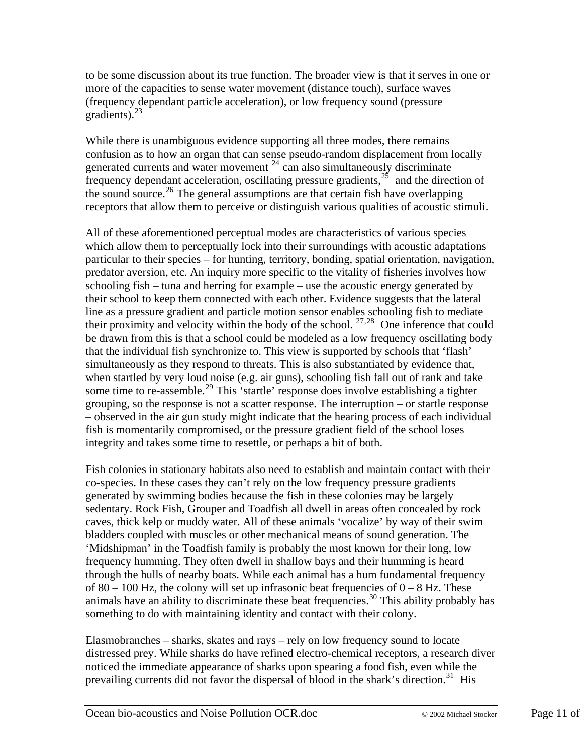to be some discussion about its true function. The broader view is that it serves in one or more of the capacities to sense water movement (distance touch), surface waves (frequency dependant particle acceleration), or low frequency sound (pressure gradients).[23]

While there is unambiguous evidence supporting all three modes, there remains confusion as to how an organ that can sense pseudo-random displacement from locally generated currents and water movement [24] can also simultaneously discriminate frequency dependant acceleration, oscillating pressure gradients,[25] and the direction of the sound source.[26] The general assumptions are that certain fish have overlapping receptors that allow them to perceive or distinguish various qualities of acoustic stimuli.

All of these aforementioned perceptual modes are characteristics of various species which allow them to perceptually lock into their surroundings with acoustic adaptations particular to their species – for hunting, territory, bonding, spatial orientation, navigation, predator aversion, etc. An inquiry more specific to the vitality of fisheries involves how schooling fish – tuna and herring for example – use the acoustic energy generated by their school to keep them connected with each other. Evidence suggests that the lateral line as a pressure gradient and particle motion sensor enables schooling fish to mediate their proximity and velocity within the body of the school. [27,28] One inference that could be drawn from this is that a school could be modeled as a low frequency oscillating body that the individual fish synchronize to. This view is supported by schools that 'flash' simultaneously as they respond to threats. This is also substantiated by evidence that, when startled by very loud noise (e.g. air guns), schooling fish fall out of rank and take some time to re-assemble.[29] This 'startle' response does involve establishing a tighter grouping, so the response is not a scatter response. The interruption – or startle response – observed in the air gun study might indicate that the hearing process of each individual fish is momentarily compromised, or the pressure gradient field of the school loses integrity and takes some time to resettle, or perhaps a bit of both.

Fish colonies in stationary habitats also need to establish and maintain contact with their co-species. In these cases they can't rely on the low frequency pressure gradients generated by swimming bodies because the fish in these colonies may be largely sedentary. Rock Fish, Grouper and Toadfish all dwell in areas often concealed by rock caves, thick kelp or muddy water. All of these animals 'vocalize' by way of their swim bladders coupled with muscles or other mechanical means of sound generation. The 'Midshipman' in the Toadfish family is probably the most known for their long, low frequency humming. They often dwell in shallow bays and their humming is heard through the hulls of nearby boats. While each animal has a hum fundamental frequency of 80 – 100 Hz, the colony will set up infrasonic beat frequencies of 0 – 8 Hz. These animals have an ability to discriminate these beat frequencies.[30] This ability probably has something to do with maintaining identity and contact with their colony.

Elasmobranches – sharks, skates and rays – rely on low frequency sound to locate distressed prey. While sharks do have refined electro-chemical receptors, a research diver noticed the immediate appearance of sharks upon spearing a food fish, even while the prevailing currents did not favor the dispersal of blood in the shark's direction.[31] His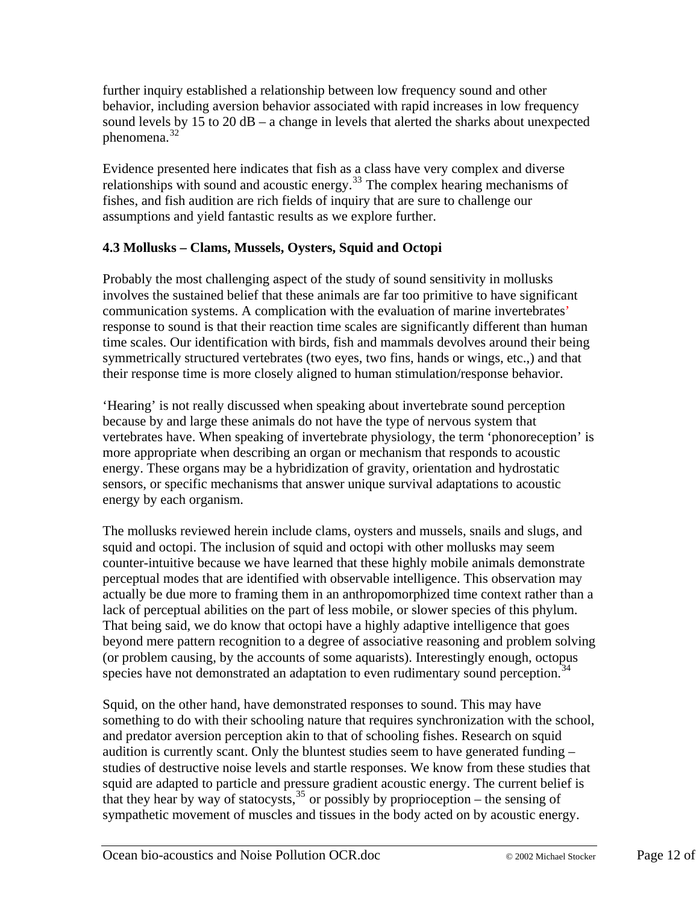further inquiry established a relationship between low frequency sound and other behavior, including aversion behavior associated with rapid increases in low frequency sound levels by 15 to 20 dB – a change in levels that alerted the sharks about unexpected phenomena.[32]

Evidence presented here indicates that fish as a class have very complex and diverse relationships with sound and acoustic energy.[33] The complex hearing mechanisms of fishes, and fish audition are rich fields of inquiry that are sure to challenge our assumptions and yield fantastic results as we explore further.

### 4.3 Mollusks – Clams, Mussels, Oysters, Squid and Octopi

Probably the most challenging aspect of the study of sound sensitivity in mollusks involves the sustained belief that these animals are far too primitive to have significant communication systems. A complication with the evaluation of marine invertebrates' response to sound is that their reaction time scales are significantly different than human time scales. Our identification with birds, fish and mammals devolves around their being symmetrically structured vertebrates (two eyes, two fins, hands or wings, etc.,) and that their response time is more closely aligned to human stimulation/response behavior.

'Hearing' is not really discussed when speaking about invertebrate sound perception because by and large these animals do not have the type of nervous system that vertebrates have. When speaking of invertebrate physiology, the term 'phonoreception' is more appropriate when describing an organ or mechanism that responds to acoustic energy. These organs may be a hybridization of gravity, orientation and hydrostatic sensors, or specific mechanisms that answer unique survival adaptations to acoustic energy by each organism.

The mollusks reviewed herein include clams, oysters and mussels, snails and slugs, and squid and octopi. The inclusion of squid and octopi with other mollusks may seem counter-intuitive because we have learned that these highly mobile animals demonstrate perceptual modes that are identified with observable intelligence. This observation may actually be due more to framing them in an anthropomorphized time context rather than a lack of perceptual abilities on the part of less mobile, or slower species of this phylum. That being said, we do know that octopi have a highly adaptive intelligence that goes beyond mere pattern recognition to a degree of associative reasoning and problem solving (or problem causing, by the accounts of some aquarists). Interestingly enough, octopus species have not demonstrated an adaptation to even rudimentary sound perception.[34]

Squid, on the other hand, have demonstrated responses to sound. This may have something to do with their schooling nature that requires synchronization with the school, and predator aversion perception akin to that of schooling fishes. Research on squid audition is currently scant. Only the bluntest studies seem to have generated funding – studies of destructive noise levels and startle responses. We know from these studies that squid are adapted to particle and pressure gradient acoustic energy. The current belief is that they hear by way of statocysts,[35] or possibly by proprioception – the sensing of sympathetic movement of muscles and tissues in the body acted on by acoustic energy.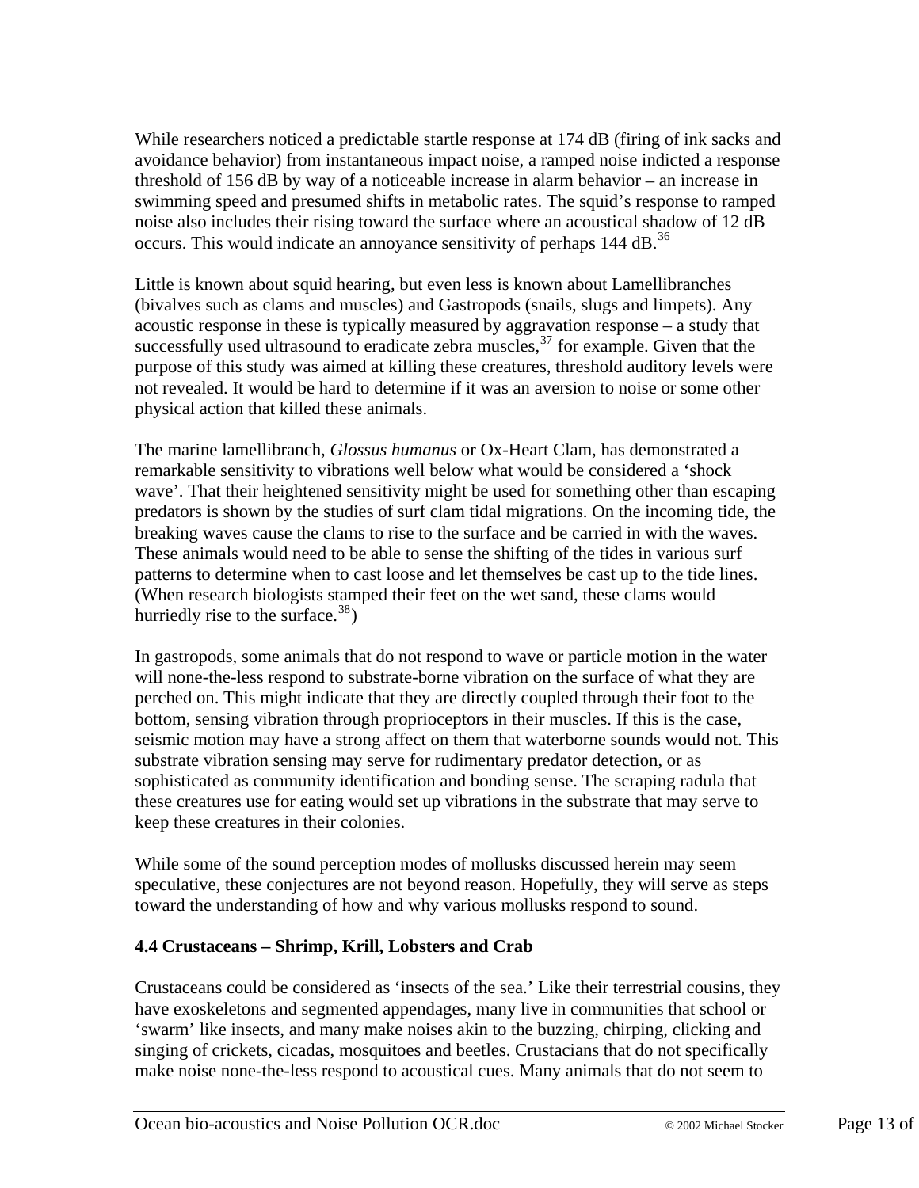While researchers noticed a predictable startle response at 174 dB (firing of ink sacks and avoidance behavior) from instantaneous impact noise, a ramped noise indicted a response threshold of 156 dB by way of a noticeable increase in alarm behavior – an increase in swimming speed and presumed shifts in metabolic rates. The squid's response to ramped noise also includes their rising toward the surface where an acoustical shadow of 12 dB occurs. This would indicate an annoyance sensitivity of perhaps 144 dB.[36]

Little is known about squid hearing, but even less is known about Lamellibranches (bivalves such as clams and muscles) and Gastropods (snails, slugs and limpets). Any acoustic response in these is typically measured by aggravation response – a study that successfully used ultrasound to eradicate zebra muscles,[37] for example. Given that the purpose of this study was aimed at killing these creatures, threshold auditory levels were not revealed. It would be hard to determine if it was an aversion to noise or some other physical action that killed these animals.

The marine lamellibranch, *Glossus humanus* or Ox-Heart Clam, has demonstrated a remarkable sensitivity to vibrations well below what would be considered a 'shock wave'. That their heightened sensitivity might be used for something other than escaping predators is shown by the studies of surf clam tidal migrations. On the incoming tide, the breaking waves cause the clams to rise to the surface and be carried in with the waves. These animals would need to be able to sense the shifting of the tides in various surf patterns to determine when to cast loose and let themselves be cast up to the tide lines. (When research biologists stamped their feet on the wet sand, these clams would hurriedly rise to the surface.[38])

In gastropods, some animals that do not respond to wave or particle motion in the water will none-the-less respond to substrate-borne vibration on the surface of what they are perched on. This might indicate that they are directly coupled through their foot to the bottom, sensing vibration through proprioceptors in their muscles. If this is the case, seismic motion may have a strong affect on them that waterborne sounds would not. This substrate vibration sensing may serve for rudimentary predator detection, or as sophisticated as community identification and bonding sense. The scraping radula that these creatures use for eating would set up vibrations in the substrate that may serve to keep these creatures in their colonies.

While some of the sound perception modes of mollusks discussed herein may seem speculative, these conjectures are not beyond reason. Hopefully, they will serve as steps toward the understanding of how and why various mollusks respond to sound.

### 4.4 Crustaceans – Shrimp, Krill, Lobsters and Crab

Crustaceans could be considered as 'insects of the sea.' Like their terrestrial cousins, they have exoskeletons and segmented appendages, many live in communities that school or 'swarm' like insects, and many make noises akin to the buzzing, chirping, clicking and singing of crickets, cicadas, mosquitoes and beetles. Crustacians that do not specifically make noise none-the-less respond to acoustical cues. Many animals that do not seem to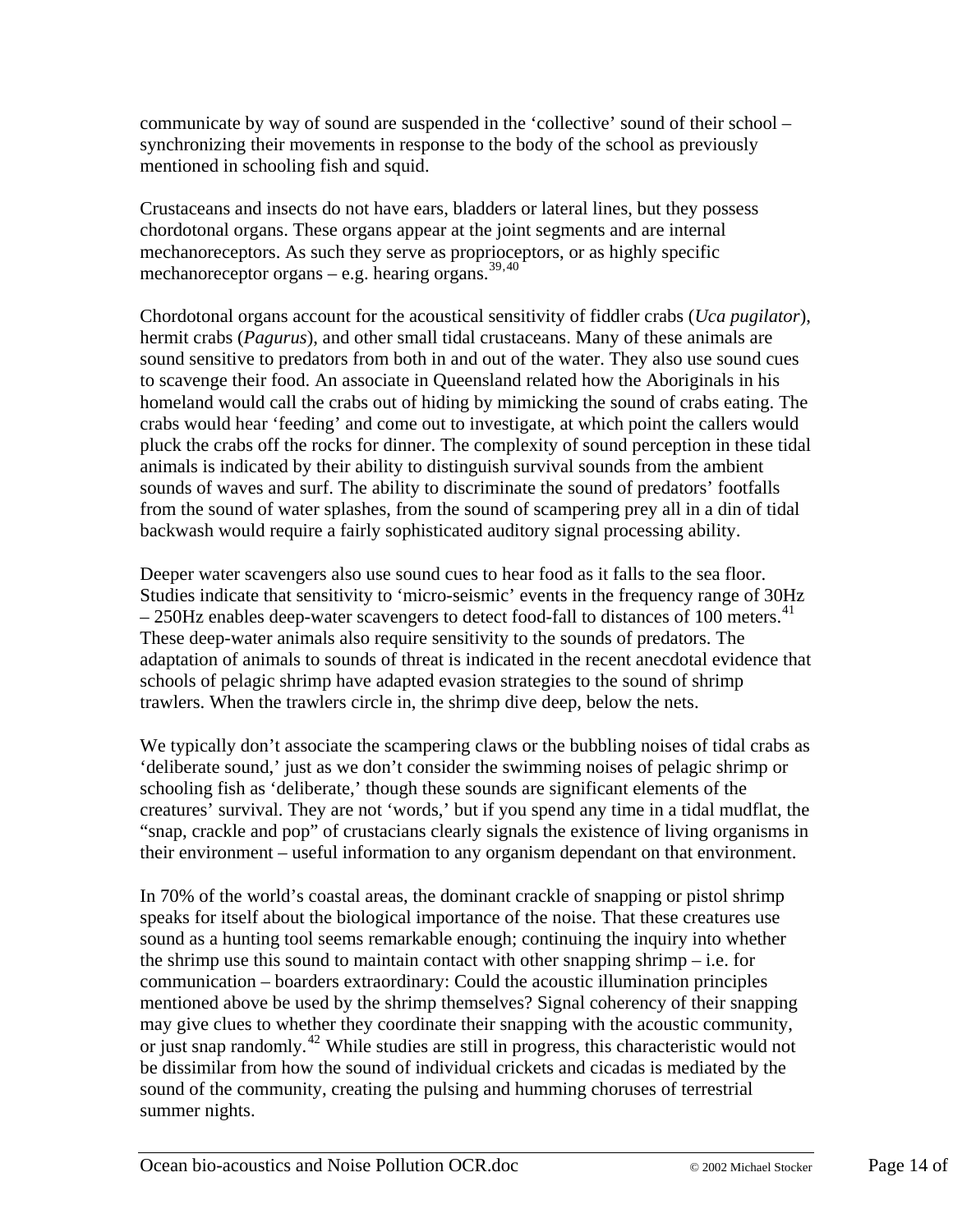communicate by way of sound are suspended in the 'collective' sound of their school – synchronizing their movements in response to the body of the school as previously mentioned in schooling fish and squid.

Crustaceans and insects do not have ears, bladders or lateral lines, but they possess chordotonal organs. These organs appear at the joint segments and are internal mechanoreceptors. As such they serve as proprioceptors, or as highly specific mechanoreceptor organs – e.g. hearing organs.[39,40]

Chordotonal organs account for the acoustical sensitivity of fiddler crabs (*Uca pugilator*), hermit crabs (*Pagurus*), and other small tidal crustaceans. Many of these animals are sound sensitive to predators from both in and out of the water. They also use sound cues to scavenge their food. An associate in Queensland related how the Aboriginals in his homeland would call the crabs out of hiding by mimicking the sound of crabs eating. The crabs would hear 'feeding' and come out to investigate, at which point the callers would pluck the crabs off the rocks for dinner. The complexity of sound perception in these tidal animals is indicated by their ability to distinguish survival sounds from the ambient sounds of waves and surf. The ability to discriminate the sound of predators' footfalls from the sound of water splashes, from the sound of scampering prey all in a din of tidal backwash would require a fairly sophisticated auditory signal processing ability.

Deeper water scavengers also use sound cues to hear food as it falls to the sea floor. Studies indicate that sensitivity to 'micro-seismic' events in the frequency range of 30Hz – 250Hz enables deep-water scavengers to detect food-fall to distances of 100 meters.[41] These deep-water animals also require sensitivity to the sounds of predators. The adaptation of animals to sounds of threat is indicated in the recent anecdotal evidence that schools of pelagic shrimp have adapted evasion strategies to the sound of shrimp trawlers. When the trawlers circle in, the shrimp dive deep, below the nets.

We typically don't associate the scampering claws or the bubbling noises of tidal crabs as 'deliberate sound,' just as we don't consider the swimming noises of pelagic shrimp or schooling fish as 'deliberate,' though these sounds are significant elements of the creatures' survival. They are not 'words,' but if you spend any time in a tidal mudflat, the "snap, crackle and pop" of crustacians clearly signals the existence of living organisms in their environment – useful information to any organism dependant on that environment.

In 70% of the world's coastal areas, the dominant crackle of snapping or pistol shrimp speaks for itself about the biological importance of the noise. That these creatures use sound as a hunting tool seems remarkable enough; continuing the inquiry into whether the shrimp use this sound to maintain contact with other snapping shrimp – i.e. for communication – boarders extraordinary: Could the acoustic illumination principles mentioned above be used by the shrimp themselves? Signal coherency of their snapping may give clues to whether they coordinate their snapping with the acoustic community, or just snap randomly.[42] While studies are still in progress, this characteristic would not be dissimilar from how the sound of individual crickets and cicadas is mediated by the sound of the community, creating the pulsing and humming choruses of terrestrial summer nights.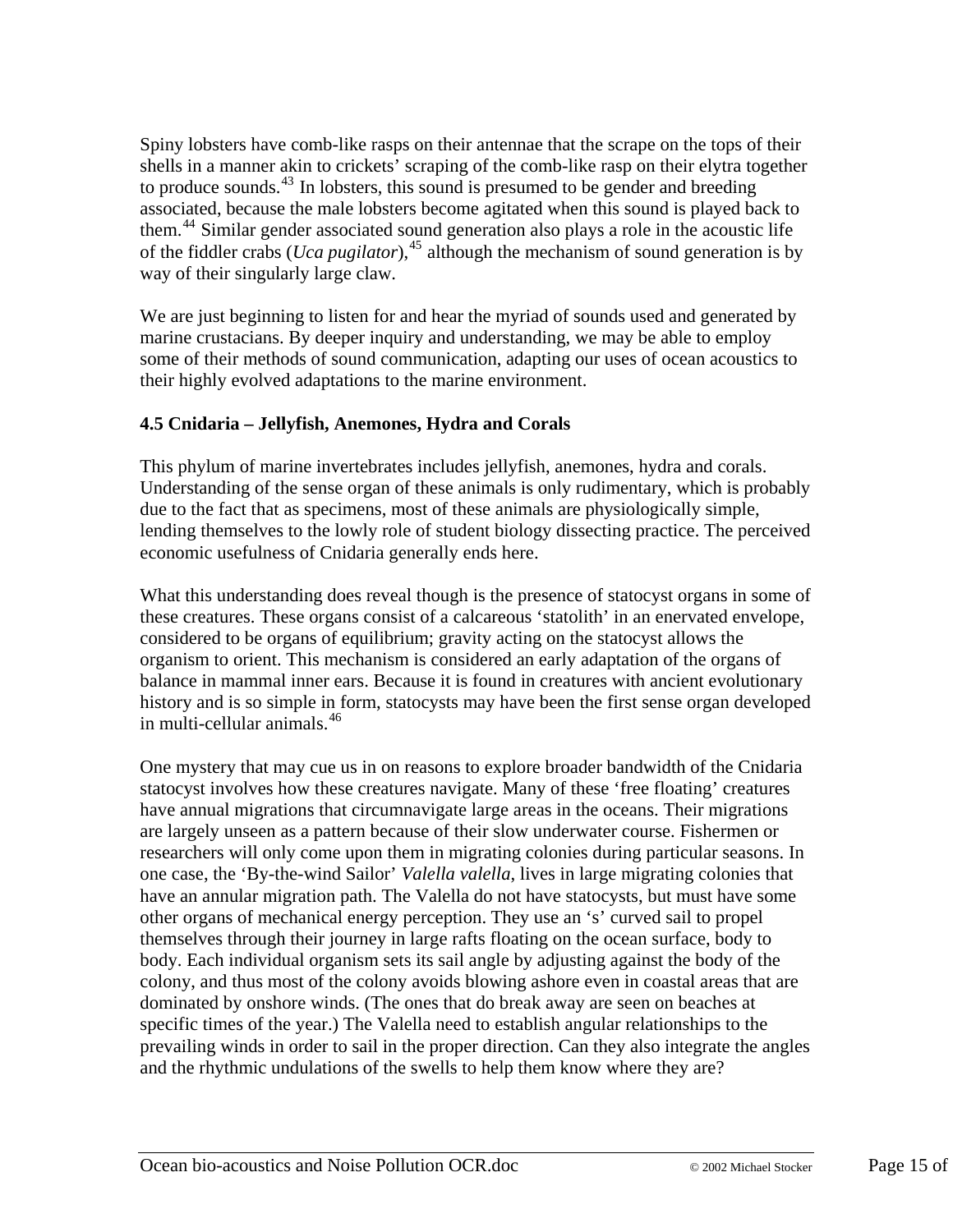Spiny lobsters have comb-like rasps on their antennae that the scrape on the tops of their shells in a manner akin to crickets' scraping of the comb-like rasp on their elytra together to produce sounds.[43] In lobsters, this sound is presumed to be gender and breeding associated, because the male lobsters become agitated when this sound is played back to them.[44] Similar gender associated sound generation also plays a role in the acoustic life of the fiddler crabs (*Uca pugilator*),[45] although the mechanism of sound generation is by way of their singularly large claw.

We are just beginning to listen for and hear the myriad of sounds used and generated by marine crustacians. By deeper inquiry and understanding, we may be able to employ some of their methods of sound communication, adapting our uses of ocean acoustics to their highly evolved adaptations to the marine environment.

### 4.5 Cnidaria – Jellyfish, Anemones, Hydra and Corals

This phylum of marine invertebrates includes jellyfish, anemones, hydra and corals. Understanding of the sense organ of these animals is only rudimentary, which is probably due to the fact that as specimens, most of these animals are physiologically simple, lending themselves to the lowly role of student biology dissecting practice. The perceived economic usefulness of Cnidaria generally ends here.

What this understanding does reveal though is the presence of statocyst organs in some of these creatures. These organs consist of a calcareous 'statolith' in an enervated envelope, considered to be organs of equilibrium; gravity acting on the statocyst allows the organism to orient. This mechanism is considered an early adaptation of the organs of balance in mammal inner ears. Because it is found in creatures with ancient evolutionary history and is so simple in form, statocysts may have been the first sense organ developed in multi-cellular animals.[46]

One mystery that may cue us in on reasons to explore broader bandwidth of the Cnidaria statocyst involves how these creatures navigate. Many of these 'free floating' creatures have annual migrations that circumnavigate large areas in the oceans. Their migrations are largely unseen as a pattern because of their slow underwater course. Fishermen or researchers will only come upon them in migrating colonies during particular seasons. In one case, the 'By-the-wind Sailor' *Valella valella*, lives in large migrating colonies that have an annular migration path. The Valella do not have statocysts, but must have some other organs of mechanical energy perception. They use an 's' curved sail to propel themselves through their journey in large rafts floating on the ocean surface, body to body. Each individual organism sets its sail angle by adjusting against the body of the colony, and thus most of the colony avoids blowing ashore even in coastal areas that are dominated by onshore winds. (The ones that do break away are seen on beaches at specific times of the year.) The Valella need to establish angular relationships to the prevailing winds in order to sail in the proper direction. Can they also integrate the angles and the rhythmic undulations of the swells to help them know where they are?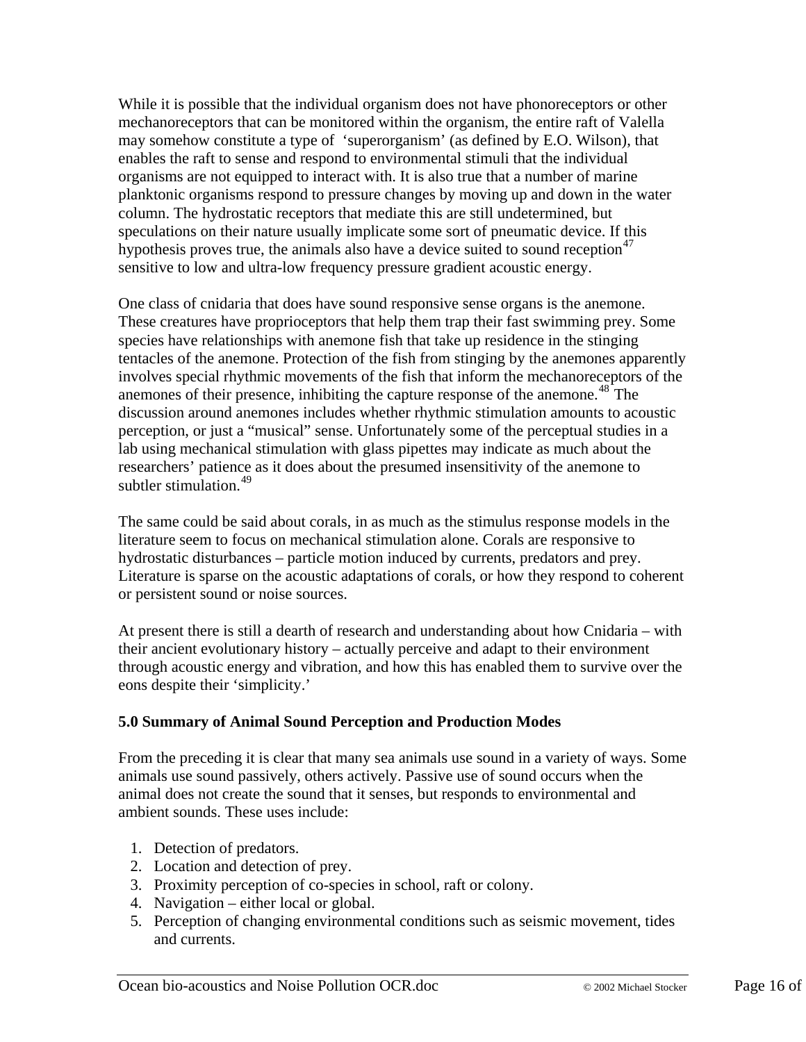While it is possible that the individual organism does not have phonoreceptors or other mechanoreceptors that can be monitored within the organism, the entire raft of Valella may somehow constitute a type of 'superorganism' (as defined by E.O. Wilson), that enables the raft to sense and respond to environmental stimuli that the individual organisms are not equipped to interact with. It is also true that a number of marine planktonic organisms respond to pressure changes by moving up and down in the water column. The hydrostatic receptors that mediate this are still undetermined, but speculations on their nature usually implicate some sort of pneumatic device. If this hypothesis proves true, the animals also have a device suited to sound reception[47] sensitive to low and ultra-low frequency pressure gradient acoustic energy.

One class of cnidaria that does have sound responsive sense organs is the anemone. These creatures have proprioceptors that help them trap their fast swimming prey. Some species have relationships with anemone fish that take up residence in the stinging tentacles of the anemone. Protection of the fish from stinging by the anemones apparently involves special rhythmic movements of the fish that inform the mechanoreceptors of the anemones of their presence, inhibiting the capture response of the anemone.[48] The discussion around anemones includes whether rhythmic stimulation amounts to acoustic perception, or just a "musical" sense. Unfortunately some of the perceptual studies in a lab using mechanical stimulation with glass pipettes may indicate as much about the researchers' patience as it does about the presumed insensitivity of the anemone to subtler stimulation.[49]

The same could be said about corals, in as much as the stimulus response models in the literature seem to focus on mechanical stimulation alone. Corals are responsive to hydrostatic disturbances – particle motion induced by currents, predators and prey. Literature is sparse on the acoustic adaptations of corals, or how they respond to coherent or persistent sound or noise sources.

At present there is still a dearth of research and understanding about how Cnidaria – with their ancient evolutionary history – actually perceive and adapt to their environment through acoustic energy and vibration, and how this has enabled them to survive over the eons despite their 'simplicity.'

**5.0 Summary of Animal Sound Perception and Production Modes**

From the preceding it is clear that many sea animals use sound in a variety of ways. Some animals use sound passively, others actively. Passive use of sound occurs when the animal does not create the sound that it senses, but responds to environmental and ambient sounds. These uses include:

1. Detection of predators.
2. Location and detection of prey.
3. Proximity perception of co-species in school, raft or colony.
4. Navigation – either local or global.
5. Perception of changing environmental conditions such as seismic movement, tides and currents.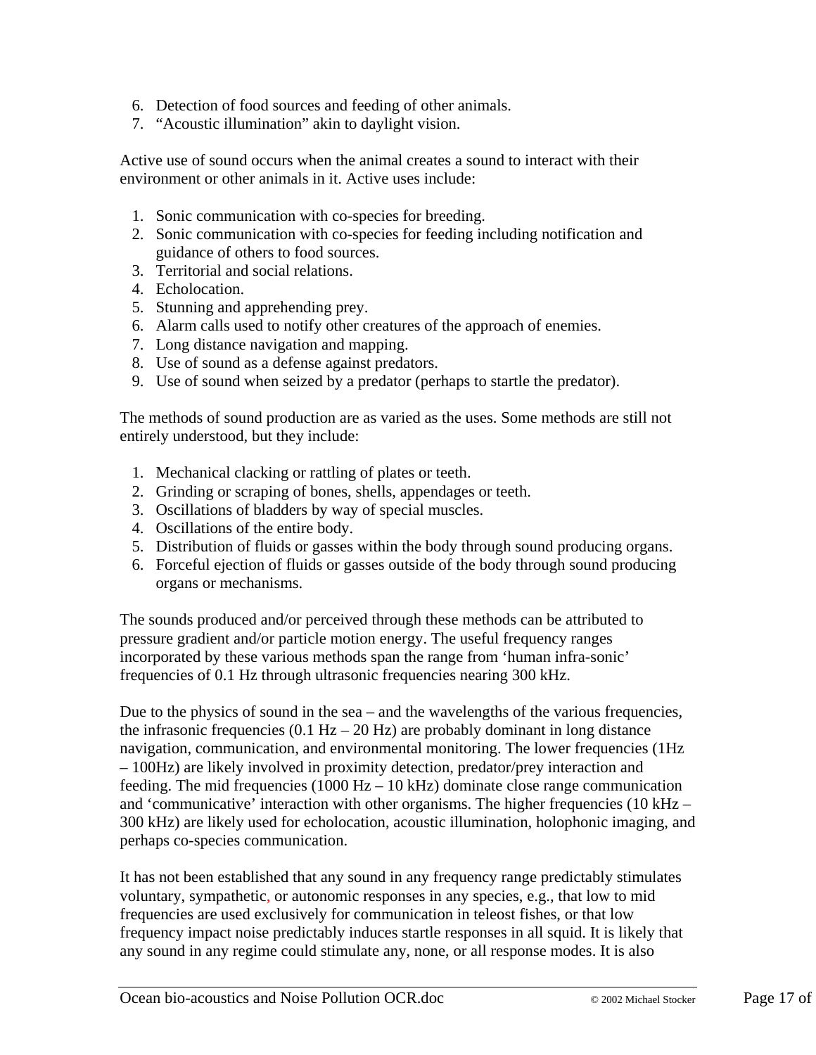6. Detection of food sources and feeding of other animals.
7. “Acoustic illumination” akin to daylight vision.

Active use of sound occurs when the animal creates a sound to interact with their environment or other animals in it. Active uses include:

1. Sonic communication with co-species for breeding.
2. Sonic communication with co-species for feeding including notification and guidance of others to food sources.
3. Territorial and social relations.
4. Echolocation.
5. Stunning and apprehending prey.
6. Alarm calls used to notify other creatures of the approach of enemies.
7. Long distance navigation and mapping.
8. Use of sound as a defense against predators.
9. Use of sound when seized by a predator (perhaps to startle the predator).

The methods of sound production are as varied as the uses. Some methods are still not entirely understood, but they include:

1. Mechanical clacking or rattling of plates or teeth.
2. Grinding or scraping of bones, shells, appendages or teeth.
3. Oscillations of bladders by way of special muscles.
4. Oscillations of the entire body.
5. Distribution of fluids or gasses within the body through sound producing organs.
6. Forceful ejection of fluids or gasses outside of the body through sound producing organs or mechanisms.

The sounds produced and/or perceived through these methods can be attributed to pressure gradient and/or particle motion energy. The useful frequency ranges incorporated by these various methods span the range from ‘human infra-sonic’ frequencies of 0.1 Hz through ultrasonic frequencies nearing 300 kHz.

Due to the physics of sound in the sea – and the wavelengths of the various frequencies, the infrasonic frequencies (0.1 Hz – 20 Hz) are probably dominant in long distance navigation, communication, and environmental monitoring. The lower frequencies (1Hz – 100Hz) are likely involved in proximity detection, predator/prey interaction and feeding. The mid frequencies (1000 Hz – 10 kHz) dominate close range communication and ‘communicative’ interaction with other organisms. The higher frequencies (10 kHz – 300 kHz) are likely used for echolocation, acoustic illumination, holophonic imaging, and perhaps co-species communication.

It has not been established that any sound in any frequency range predictably stimulates voluntary, sympathetic, or autonomic responses in any species, e.g., that low to mid frequencies are used exclusively for communication in teleost fishes, or that low frequency impact noise predictably induces startle responses in all squid. It is likely that any sound in any regime could stimulate any, none, or all response modes. It is also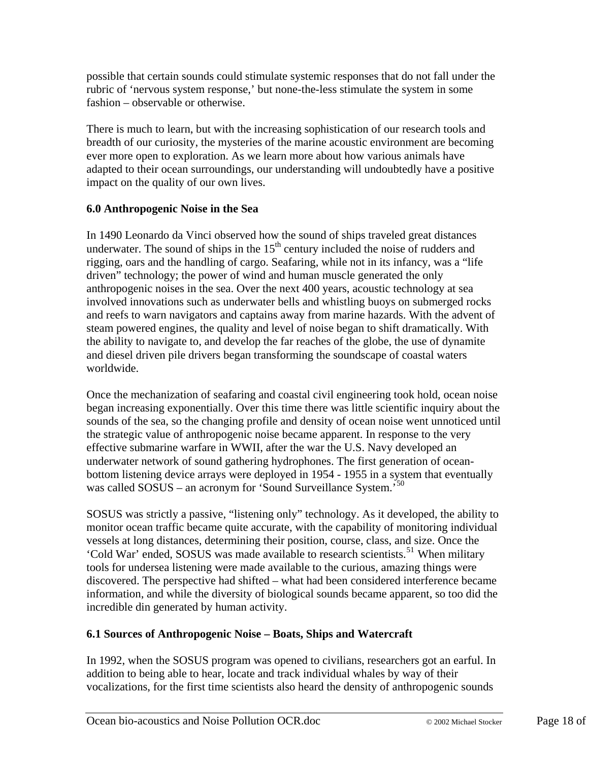possible that certain sounds could stimulate systemic responses that do not fall under the rubric of 'nervous system response,' but none-the-less stimulate the system in some fashion – observable or otherwise.

There is much to learn, but with the increasing sophistication of our research tools and breadth of our curiosity, the mysteries of the marine acoustic environment are becoming ever more open to exploration. As we learn more about how various animals have adapted to their ocean surroundings, our understanding will undoubtedly have a positive impact on the quality of our own lives.

## 6.0 Anthropogenic Noise in the Sea

In 1490 Leonardo da Vinci observed how the sound of ships traveled great distances underwater. The sound of ships in the 15th century included the noise of rudders and rigging, oars and the handling of cargo. Seafaring, while not in its infancy, was a "life driven" technology; the power of wind and human muscle generated the only anthropogenic noises in the sea. Over the next 400 years, acoustic technology at sea involved innovations such as underwater bells and whistling buoys on submerged rocks and reefs to warn navigators and captains away from marine hazards. With the advent of steam powered engines, the quality and level of noise began to shift dramatically. With the ability to navigate to, and develop the far reaches of the globe, the use of dynamite and diesel driven pile drivers began transforming the soundscape of coastal waters worldwide.

Once the mechanization of seafaring and coastal civil engineering took hold, ocean noise began increasing exponentially. Over this time there was little scientific inquiry about the sounds of the sea, so the changing profile and density of ocean noise went unnoticed until the strategic value of anthropogenic noise became apparent. In response to the very effective submarine warfare in WWII, after the war the U.S. Navy developed an underwater network of sound gathering hydrophones. The first generation of ocean-bottom listening device arrays were deployed in 1954 - 1955 in a system that eventually was called SOSUS – an acronym for 'Sound Surveillance System.'[50]

SOSUS was strictly a passive, "listening only" technology. As it developed, the ability to monitor ocean traffic became quite accurate, with the capability of monitoring individual vessels at long distances, determining their position, course, class, and size. Once the 'Cold War' ended, SOSUS was made available to research scientists.[51] When military tools for undersea listening were made available to the curious, amazing things were discovered. The perspective had shifted – what had been considered interference became information, and while the diversity of biological sounds became apparent, so too did the incredible din generated by human activity.

## 6.1 Sources of Anthropogenic Noise – Boats, Ships and Watercraft

In 1992, when the SOSUS program was opened to civilians, researchers got an earful. In addition to being able to hear, locate and track individual whales by way of their vocalizations, for the first time scientists also heard the density of anthropogenic sounds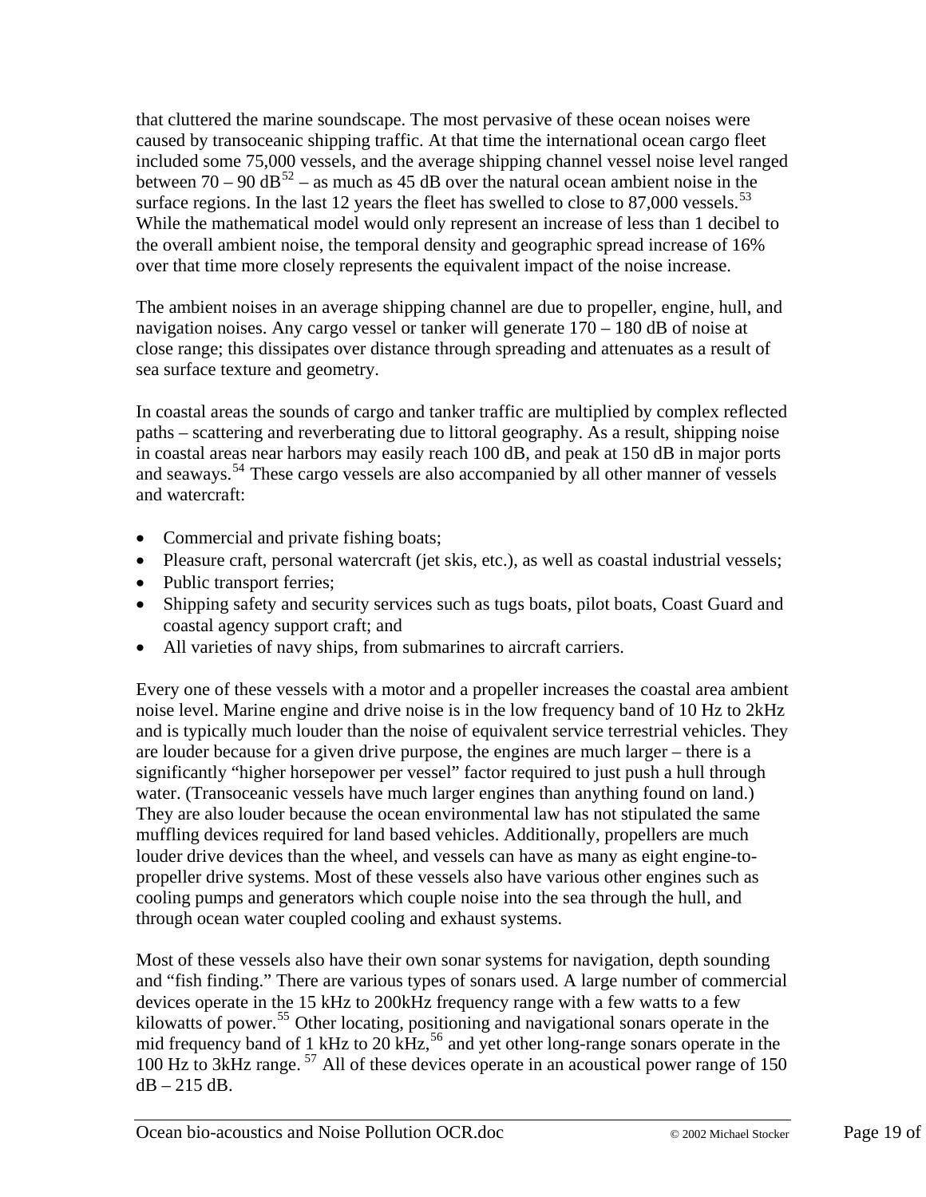that cluttered the marine soundscape. The most pervasive of these ocean noises were caused by transoceanic shipping traffic. At that time the international ocean cargo fleet included some 75,000 vessels, and the average shipping channel vessel noise level ranged between 70 – 90 dB[52] – as much as 45 dB over the natural ocean ambient noise in the surface regions. In the last 12 years the fleet has swelled to close to 87,000 vessels.[53] While the mathematical model would only represent an increase of less than 1 decibel to the overall ambient noise, the temporal density and geographic spread increase of 16% over that time more closely represents the equivalent impact of the noise increase.

The ambient noises in an average shipping channel are due to propeller, engine, hull, and navigation noises. Any cargo vessel or tanker will generate 170 – 180 dB of noise at close range; this dissipates over distance through spreading and attenuates as a result of sea surface texture and geometry.

In coastal areas the sounds of cargo and tanker traffic are multiplied by complex reflected paths – scattering and reverberating due to littoral geography. As a result, shipping noise in coastal areas near harbors may easily reach 100 dB, and peak at 150 dB in major ports and seaways.[54] These cargo vessels are also accompanied by all other manner of vessels and watercraft:

- Commercial and private fishing boats;
- Pleasure craft, personal watercraft (jet skis, etc.), as well as coastal industrial vessels;
- Public transport ferries;
- Shipping safety and security services such as tugs boats, pilot boats, Coast Guard and coastal agency support craft; and
- All varieties of navy ships, from submarines to aircraft carriers.

Every one of these vessels with a motor and a propeller increases the coastal area ambient noise level. Marine engine and drive noise is in the low frequency band of 10 Hz to 2kHz and is typically much louder than the noise of equivalent service terrestrial vehicles. They are louder because for a given drive purpose, the engines are much larger – there is a significantly "higher horsepower per vessel" factor required to just push a hull through water. (Transoceanic vessels have much larger engines than anything found on land.) They are also louder because the ocean environmental law has not stipulated the same muffling devices required for land based vehicles. Additionally, propellers are much louder drive devices than the wheel, and vessels can have as many as eight engine-to-propeller drive systems. Most of these vessels also have various other engines such as cooling pumps and generators which couple noise into the sea through the hull, and through ocean water coupled cooling and exhaust systems.

Most of these vessels also have their own sonar systems for navigation, depth sounding and "fish finding." There are various types of sonars used. A large number of commercial devices operate in the 15 kHz to 200kHz frequency range with a few watts to a few kilowatts of power.[55] Other locating, positioning and navigational sonars operate in the mid frequency band of 1 kHz to 20 kHz,[56] and yet other long-range sonars operate in the 100 Hz to 3kHz range.[57] All of these devices operate in an acoustical power range of 150 dB – 215 dB.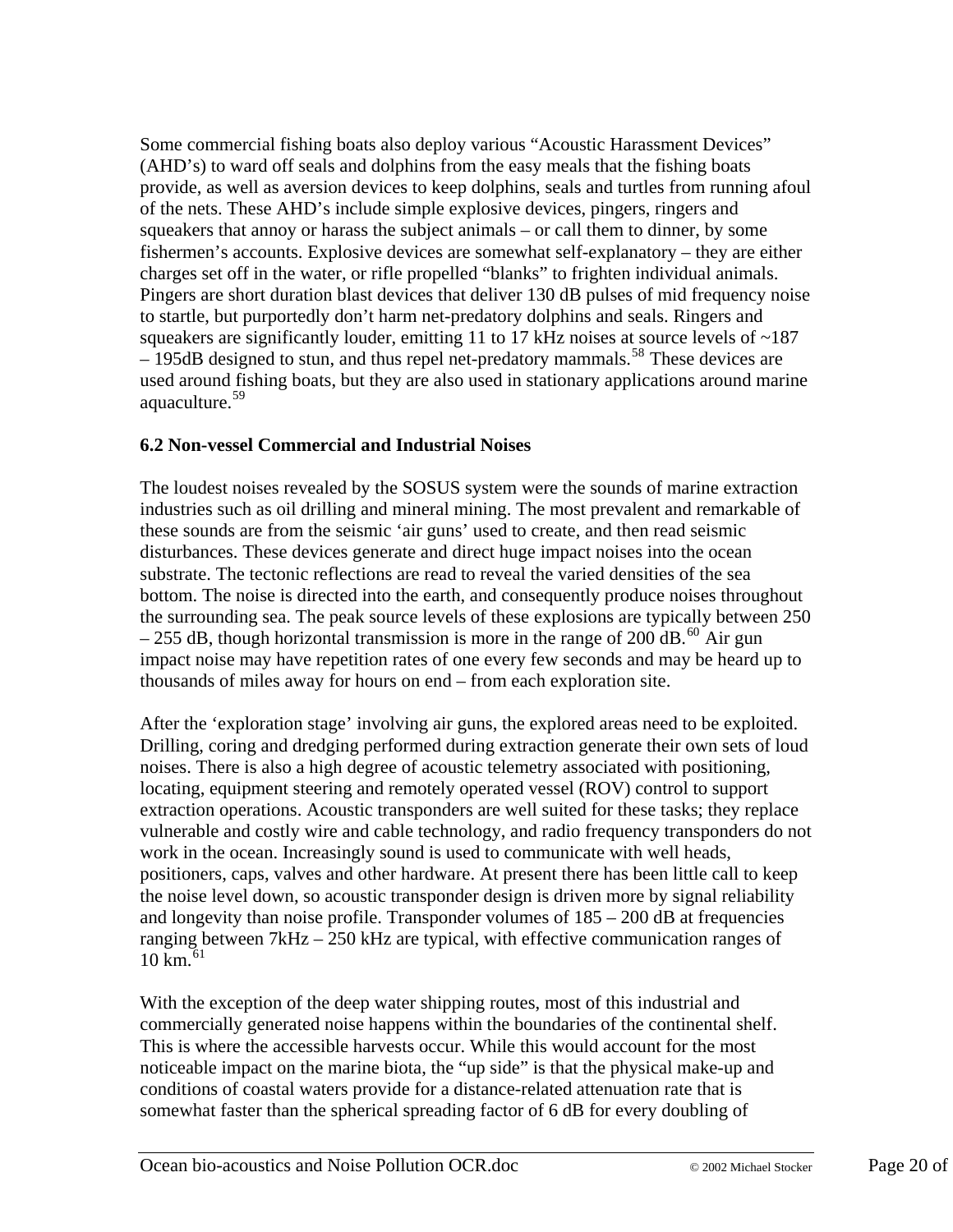Some commercial fishing boats also deploy various “Acoustic Harassment Devices” (AHD’s) to ward off seals and dolphins from the easy meals that the fishing boats provide, as well as aversion devices to keep dolphins, seals and turtles from running afoul of the nets. These AHD’s include simple explosive devices, pingers, ringers and squeakers that annoy or harass the subject animals – or call them to dinner, by some fishermen’s accounts. Explosive devices are somewhat self-explanatory – they are either charges set off in the water, or rifle propelled “blanks” to frighten individual animals. Pingers are short duration blast devices that deliver 130 dB pulses of mid frequency noise to startle, but purportedly don’t harm net-predatory dolphins and seals. Ringers and squeakers are significantly louder, emitting 11 to 17 kHz noises at source levels of ~187 – 195dB designed to stun, and thus repel net-predatory mammals.[58] These devices are used around fishing boats, but they are also used in stationary applications around marine aquaculture.[59]

### 6.2 Non-vessel Commercial and Industrial Noises

The loudest noises revealed by the SOSUS system were the sounds of marine extraction industries such as oil drilling and mineral mining. The most prevalent and remarkable of these sounds are from the seismic ‘air guns’ used to create, and then read seismic disturbances. These devices generate and direct huge impact noises into the ocean substrate. The tectonic reflections are read to reveal the varied densities of the sea bottom. The noise is directed into the earth, and consequently produce noises throughout the surrounding sea. The peak source levels of these explosions are typically between 250 – 255 dB, though horizontal transmission is more in the range of 200 dB.[60] Air gun impact noise may have repetition rates of one every few seconds and may be heard up to thousands of miles away for hours on end – from each exploration site.

After the ‘exploration stage’ involving air guns, the explored areas need to be exploited. Drilling, coring and dredging performed during extraction generate their own sets of loud noises. There is also a high degree of acoustic telemetry associated with positioning, locating, equipment steering and remotely operated vessel (ROV) control to support extraction operations. Acoustic transponders are well suited for these tasks; they replace vulnerable and costly wire and cable technology, and radio frequency transponders do not work in the ocean. Increasingly sound is used to communicate with well heads, positioners, caps, valves and other hardware. At present there has been little call to keep the noise level down, so acoustic transponder design is driven more by signal reliability and longevity than noise profile. Transponder volumes of 185 – 200 dB at frequencies ranging between 7kHz – 250 kHz are typical, with effective communication ranges of 10 km.[61]

With the exception of the deep water shipping routes, most of this industrial and commercially generated noise happens within the boundaries of the continental shelf. This is where the accessible harvests occur. While this would account for the most noticeable impact on the marine biota, the “up side” is that the physical make-up and conditions of coastal waters provide for a distance-related attenuation rate that is somewhat faster than the spherical spreading factor of 6 dB for every doubling of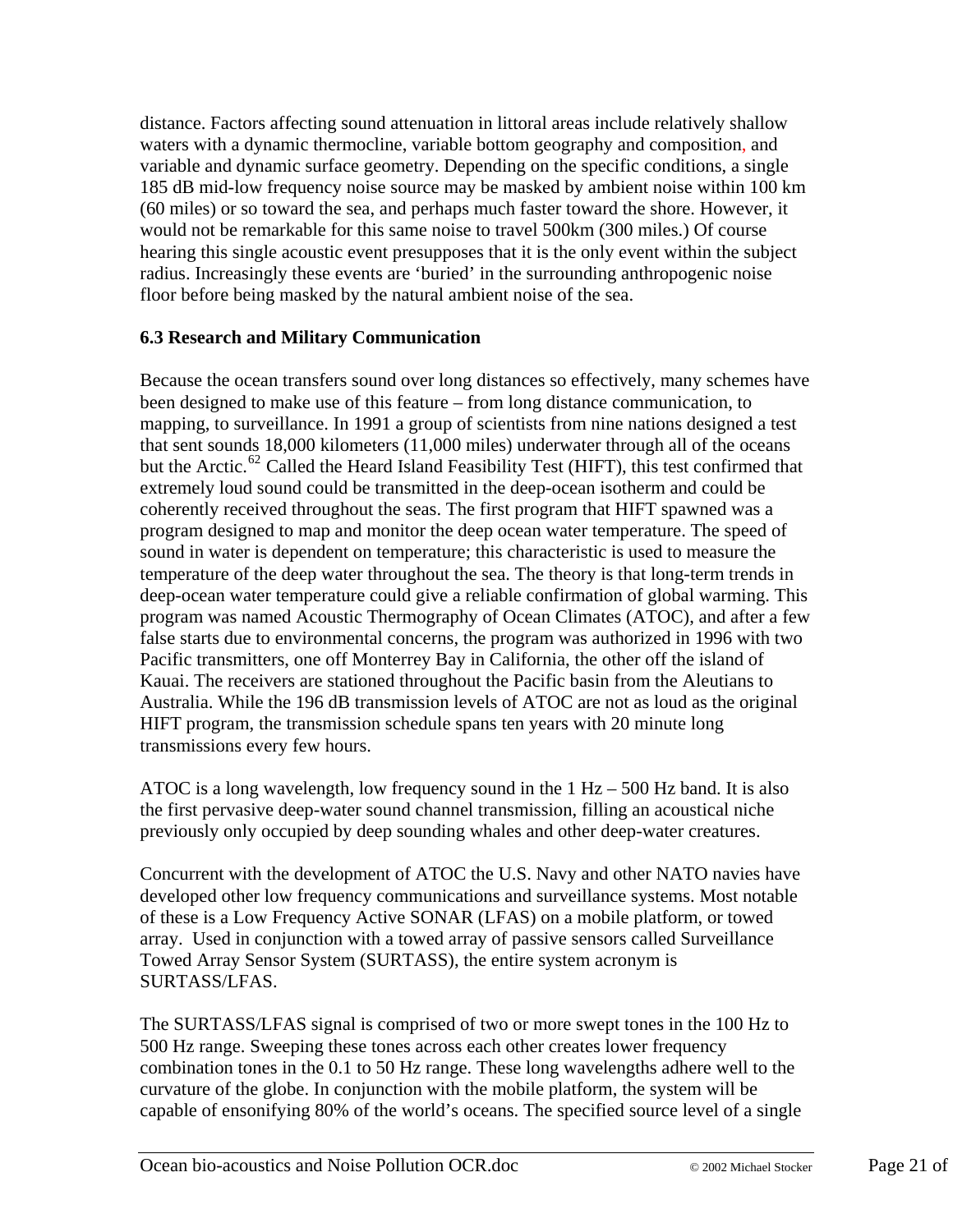distance. Factors affecting sound attenuation in littoral areas include relatively shallow waters with a dynamic thermocline, variable bottom geography and composition, and variable and dynamic surface geometry. Depending on the specific conditions, a single 185 dB mid-low frequency noise source may be masked by ambient noise within 100 km (60 miles) or so toward the sea, and perhaps much faster toward the shore. However, it would not be remarkable for this same noise to travel 500km (300 miles.) Of course hearing this single acoustic event presupposes that it is the only event within the subject radius. Increasingly these events are 'buried' in the surrounding anthropogenic noise floor before being masked by the natural ambient noise of the sea.

**6.3 Research and Military Communication**

Because the ocean transfers sound over long distances so effectively, many schemes have been designed to make use of this feature – from long distance communication, to mapping, to surveillance. In 1991 a group of scientists from nine nations designed a test that sent sounds 18,000 kilometers (11,000 miles) underwater through all of the oceans but the Arctic.[62] Called the Heard Island Feasibility Test (HIFT), this test confirmed that extremely loud sound could be transmitted in the deep-ocean isotherm and could be coherently received throughout the seas. The first program that HIFT spawned was a program designed to map and monitor the deep ocean water temperature. The speed of sound in water is dependent on temperature; this characteristic is used to measure the temperature of the deep water throughout the sea. The theory is that long-term trends in deep-ocean water temperature could give a reliable confirmation of global warming. This program was named Acoustic Thermography of Ocean Climates (ATOC), and after a few false starts due to environmental concerns, the program was authorized in 1996 with two Pacific transmitters, one off Monterrey Bay in California, the other off the island of Kauai. The receivers are stationed throughout the Pacific basin from the Aleutians to Australia. While the 196 dB transmission levels of ATOC are not as loud as the original HIFT program, the transmission schedule spans ten years with 20 minute long transmissions every few hours.

ATOC is a long wavelength, low frequency sound in the 1 Hz – 500 Hz band. It is also the first pervasive deep-water sound channel transmission, filling an acoustical niche previously only occupied by deep sounding whales and other deep-water creatures.

Concurrent with the development of ATOC the U.S. Navy and other NATO navies have developed other low frequency communications and surveillance systems. Most notable of these is a Low Frequency Active SONAR (LFAS) on a mobile platform, or towed array. Used in conjunction with a towed array of passive sensors called Surveillance Towed Array Sensor System (SURTASS), the entire system acronym is SURTASS/LFAS.

The SURTASS/LFAS signal is comprised of two or more swept tones in the 100 Hz to 500 Hz range. Sweeping these tones across each other creates lower frequency combination tones in the 0.1 to 50 Hz range. These long wavelengths adhere well to the curvature of the globe. In conjunction with the mobile platform, the system will be capable of ensonifying 80% of the world's oceans. The specified source level of a single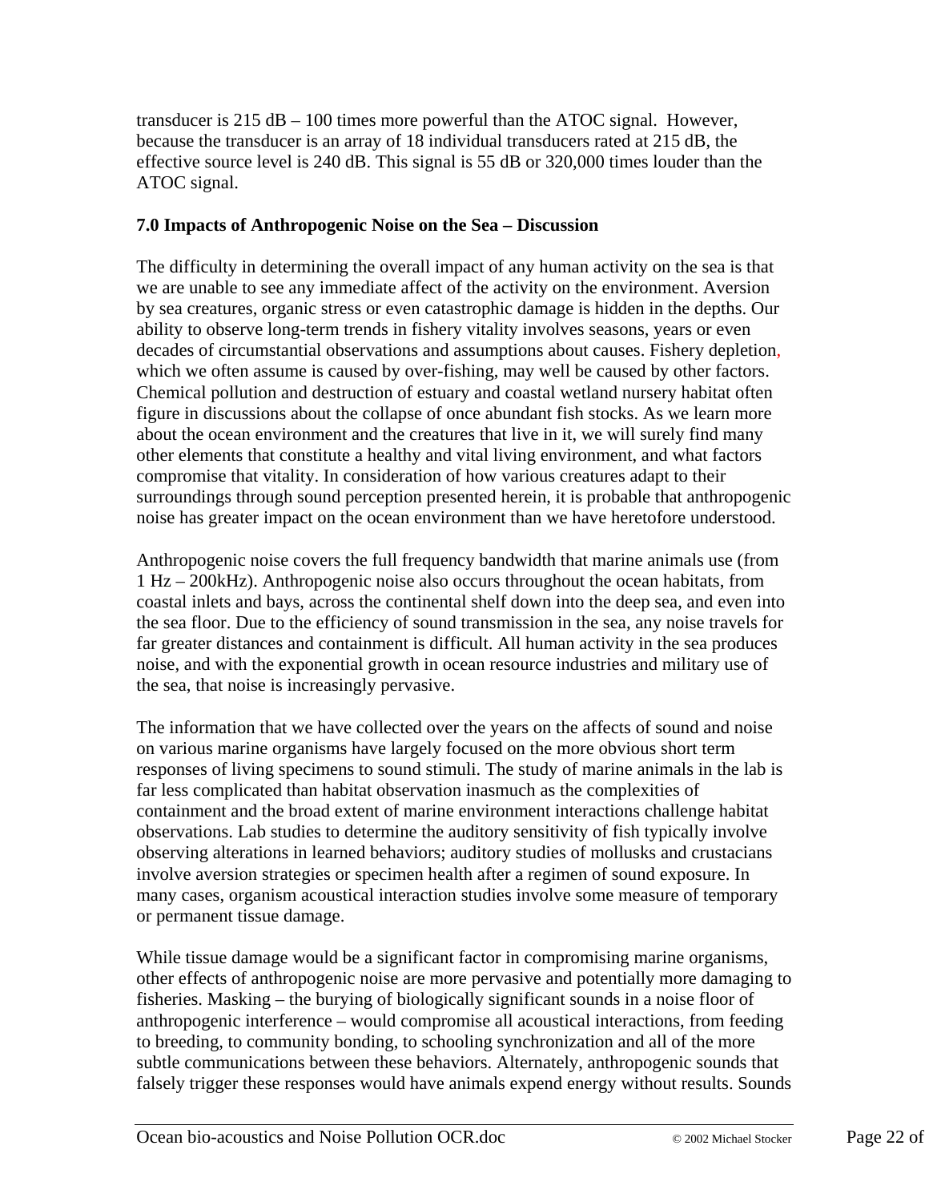transducer is 215 dB – 100 times more powerful than the ATOC signal. However, because the transducer is an array of 18 individual transducers rated at 215 dB, the effective source level is 240 dB. This signal is 55 dB or 320,000 times louder than the ATOC signal.

**7.0 Impacts of Anthropogenic Noise on the Sea – Discussion**

The difficulty in determining the overall impact of any human activity on the sea is that we are unable to see any immediate affect of the activity on the environment. Aversion by sea creatures, organic stress or even catastrophic damage is hidden in the depths. Our ability to observe long-term trends in fishery vitality involves seasons, years or even decades of circumstantial observations and assumptions about causes. Fishery depletion, which we often assume is caused by over-fishing, may well be caused by other factors. Chemical pollution and destruction of estuary and coastal wetland nursery habitat often figure in discussions about the collapse of once abundant fish stocks. As we learn more about the ocean environment and the creatures that live in it, we will surely find many other elements that constitute a healthy and vital living environment, and what factors compromise that vitality. In consideration of how various creatures adapt to their surroundings through sound perception presented herein, it is probable that anthropogenic noise has greater impact on the ocean environment than we have heretofore understood.

Anthropogenic noise covers the full frequency bandwidth that marine animals use (from 1 Hz – 200kHz). Anthropogenic noise also occurs throughout the ocean habitats, from coastal inlets and bays, across the continental shelf down into the deep sea, and even into the sea floor. Due to the efficiency of sound transmission in the sea, any noise travels for far greater distances and containment is difficult. All human activity in the sea produces noise, and with the exponential growth in ocean resource industries and military use of the sea, that noise is increasingly pervasive.

The information that we have collected over the years on the affects of sound and noise on various marine organisms have largely focused on the more obvious short term responses of living specimens to sound stimuli. The study of marine animals in the lab is far less complicated than habitat observation inasmuch as the complexities of containment and the broad extent of marine environment interactions challenge habitat observations. Lab studies to determine the auditory sensitivity of fish typically involve observing alterations in learned behaviors; auditory studies of mollusks and crustacians involve aversion strategies or specimen health after a regimen of sound exposure. In many cases, organism acoustical interaction studies involve some measure of temporary or permanent tissue damage.

While tissue damage would be a significant factor in compromising marine organisms, other effects of anthropogenic noise are more pervasive and potentially more damaging to fisheries. Masking – the burying of biologically significant sounds in a noise floor of anthropogenic interference – would compromise all acoustical interactions, from feeding to breeding, to community bonding, to schooling synchronization and all of the more subtle communications between these behaviors. Alternately, anthropogenic sounds that falsely trigger these responses would have animals expend energy without results. Sounds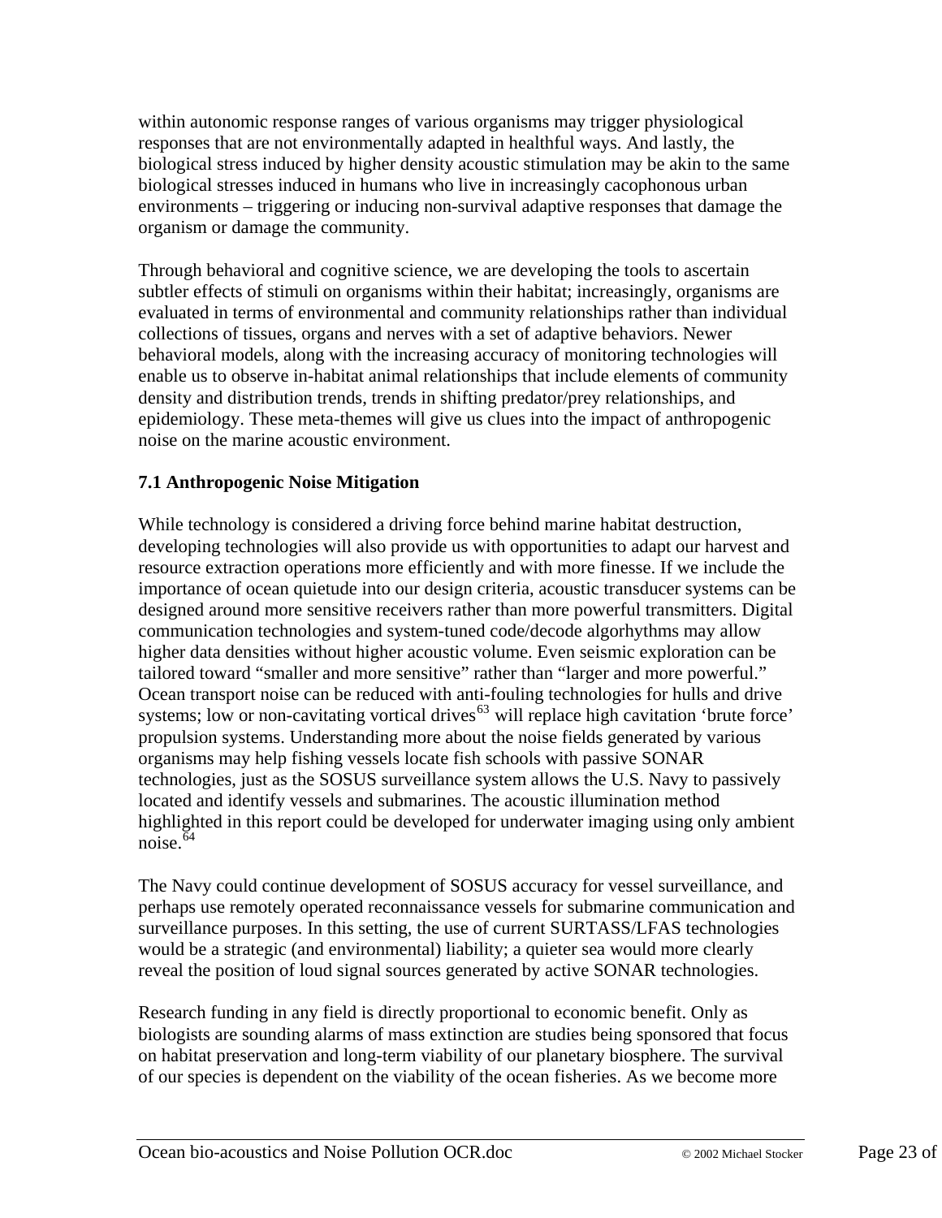within autonomic response ranges of various organisms may trigger physiological responses that are not environmentally adapted in healthful ways. And lastly, the biological stress induced by higher density acoustic stimulation may be akin to the same biological stresses induced in humans who live in increasingly cacophonous urban environments – triggering or inducing non-survival adaptive responses that damage the organism or damage the community.

Through behavioral and cognitive science, we are developing the tools to ascertain subtler effects of stimuli on organisms within their habitat; increasingly, organisms are evaluated in terms of environmental and community relationships rather than individual collections of tissues, organs and nerves with a set of adaptive behaviors. Newer behavioral models, along with the increasing accuracy of monitoring technologies will enable us to observe in-habitat animal relationships that include elements of community density and distribution trends, trends in shifting predator/prey relationships, and epidemiology. These meta-themes will give us clues into the impact of anthropogenic noise on the marine acoustic environment.

### 7.1 Anthropogenic Noise Mitigation

While technology is considered a driving force behind marine habitat destruction, developing technologies will also provide us with opportunities to adapt our harvest and resource extraction operations more efficiently and with more finesse. If we include the importance of ocean quietude into our design criteria, acoustic transducer systems can be designed around more sensitive receivers rather than more powerful transmitters. Digital communication technologies and system-tuned code/decode algorhythms may allow higher data densities without higher acoustic volume. Even seismic exploration can be tailored toward "smaller and more sensitive" rather than "larger and more powerful." Ocean transport noise can be reduced with anti-fouling technologies for hulls and drive systems; low or non-cavitating vortical drives[63] will replace high cavitation 'brute force' propulsion systems. Understanding more about the noise fields generated by various organisms may help fishing vessels locate fish schools with passive SONAR technologies, just as the SOSUS surveillance system allows the U.S. Navy to passively located and identify vessels and submarines. The acoustic illumination method highlighted in this report could be developed for underwater imaging using only ambient noise.[64]

The Navy could continue development of SOSUS accuracy for vessel surveillance, and perhaps use remotely operated reconnaissance vessels for submarine communication and surveillance purposes. In this setting, the use of current SURTASS/LFAS technologies would be a strategic (and environmental) liability; a quieter sea would more clearly reveal the position of loud signal sources generated by active SONAR technologies.

Research funding in any field is directly proportional to economic benefit. Only as biologists are sounding alarms of mass extinction are studies being sponsored that focus on habitat preservation and long-term viability of our planetary biosphere. The survival of our species is dependent on the viability of the ocean fisheries. As we become more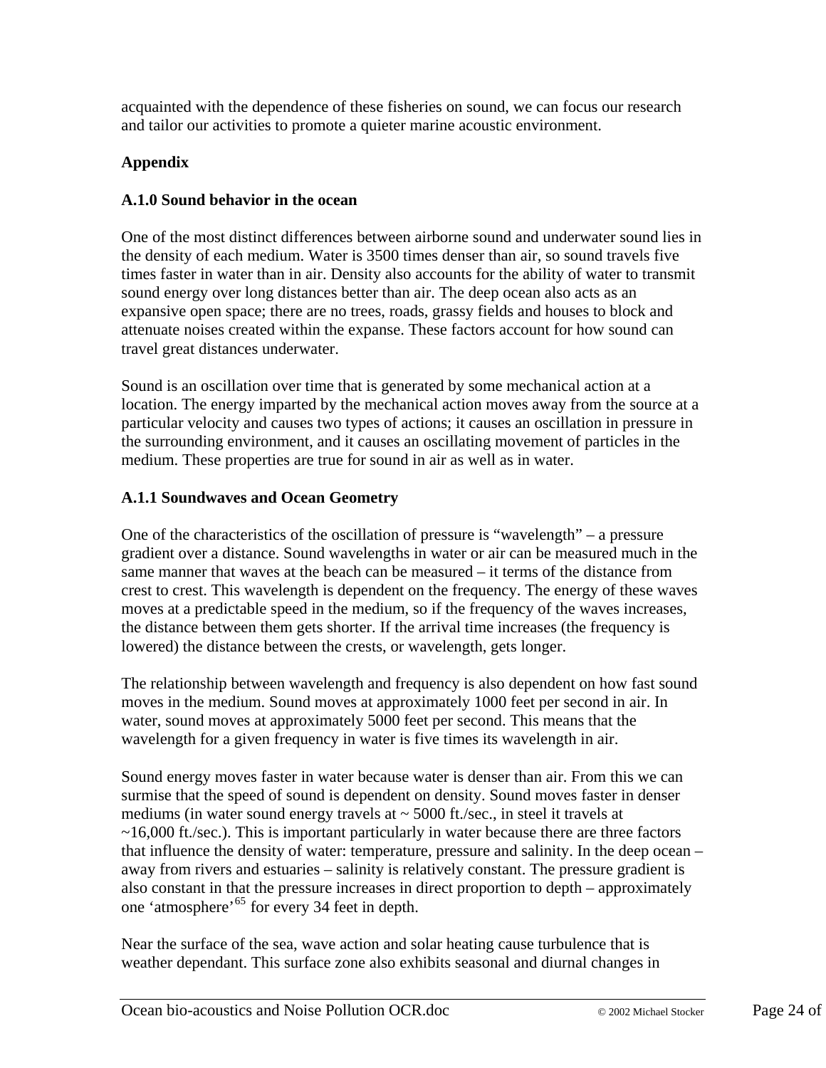acquainted with the dependence of these fisheries on sound, we can focus our research and tailor our activities to promote a quieter marine acoustic environment.

## Appendix

### A.1.0 Sound behavior in the ocean

One of the most distinct differences between airborne sound and underwater sound lies in the density of each medium. Water is 3500 times denser than air, so sound travels five times faster in water than in air. Density also accounts for the ability of water to transmit sound energy over long distances better than air. The deep ocean also acts as an expansive open space; there are no trees, roads, grassy fields and houses to block and attenuate noises created within the expanse. These factors account for how sound can travel great distances underwater.

Sound is an oscillation over time that is generated by some mechanical action at a location. The energy imparted by the mechanical action moves away from the source at a particular velocity and causes two types of actions; it causes an oscillation in pressure in the surrounding environment, and it causes an oscillating movement of particles in the medium. These properties are true for sound in air as well as in water.

### A.1.1 Soundwaves and Ocean Geometry

One of the characteristics of the oscillation of pressure is "wavelength" – a pressure gradient over a distance. Sound wavelengths in water or air can be measured much in the same manner that waves at the beach can be measured – it terms of the distance from crest to crest. This wavelength is dependent on the frequency. The energy of these waves moves at a predictable speed in the medium, so if the frequency of the waves increases, the distance between them gets shorter. If the arrival time increases (the frequency is lowered) the distance between the crests, or wavelength, gets longer.

The relationship between wavelength and frequency is also dependent on how fast sound moves in the medium. Sound moves at approximately 1000 feet per second in air. In water, sound moves at approximately 5000 feet per second. This means that the wavelength for a given frequency in water is five times its wavelength in air.

Sound energy moves faster in water because water is denser than air. From this we can surmise that the speed of sound is dependent on density. Sound moves faster in denser mediums (in water sound energy travels at ~ 5000 ft./sec., in steel it travels at ~16,000 ft./sec.). This is important particularly in water because there are three factors that influence the density of water: temperature, pressure and salinity. In the deep ocean – away from rivers and estuaries – salinity is relatively constant. The pressure gradient is also constant in that the pressure increases in direct proportion to depth – approximately one 'atmosphere'[65] for every 34 feet in depth.

Near the surface of the sea, wave action and solar heating cause turbulence that is weather dependant. This surface zone also exhibits seasonal and diurnal changes in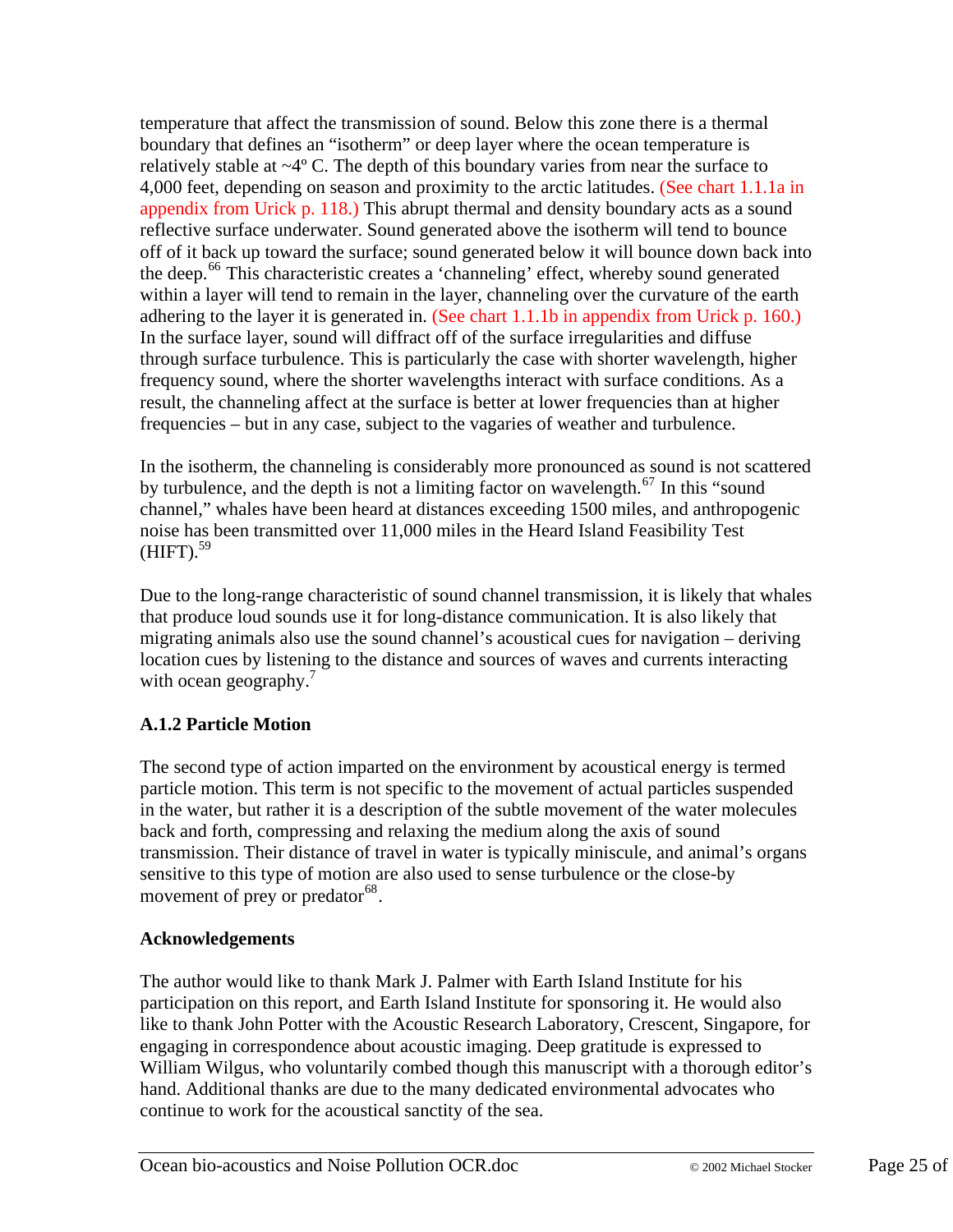temperature that affect the transmission of sound. Below this zone there is a thermal boundary that defines an "isotherm" or deep layer where the ocean temperature is relatively stable at ~4º C. The depth of this boundary varies from near the surface to 4,000 feet, depending on season and proximity to the arctic latitudes. (See chart 1.1.1a in appendix from Urick p. 118.) This abrupt thermal and density boundary acts as a sound reflective surface underwater. Sound generated above the isotherm will tend to bounce off of it back up toward the surface; sound generated below it will bounce down back into the deep.[66] This characteristic creates a 'channeling' effect, whereby sound generated within a layer will tend to remain in the layer, channeling over the curvature of the earth adhering to the layer it is generated in. (See chart 1.1.1b in appendix from Urick p. 160.) In the surface layer, sound will diffract off of the surface irregularities and diffuse through surface turbulence. This is particularly the case with shorter wavelength, higher frequency sound, where the shorter wavelengths interact with surface conditions. As a result, the channeling affect at the surface is better at lower frequencies than at higher frequencies – but in any case, subject to the vagaries of weather and turbulence.

In the isotherm, the channeling is considerably more pronounced as sound is not scattered by turbulence, and the depth is not a limiting factor on wavelength.[67] In this "sound channel," whales have been heard at distances exceeding 1500 miles, and anthropogenic noise has been transmitted over 11,000 miles in the Heard Island Feasibility Test (HIFT).[59]

Due to the long-range characteristic of sound channel transmission, it is likely that whales that produce loud sounds use it for long-distance communication. It is also likely that migrating animals also use the sound channel's acoustical cues for navigation – deriving location cues by listening to the distance and sources of waves and currents interacting with ocean geography.[7]

### A.1.2 Particle Motion

The second type of action imparted on the environment by acoustical energy is termed particle motion. This term is not specific to the movement of actual particles suspended in the water, but rather it is a description of the subtle movement of the water molecules back and forth, compressing and relaxing the medium along the axis of sound transmission. Their distance of travel in water is typically miniscule, and animal's organs sensitive to this type of motion are also used to sense turbulence or the close-by movement of prey or predator[68].

### Acknowledgements

The author would like to thank Mark J. Palmer with Earth Island Institute for his participation on this report, and Earth Island Institute for sponsoring it. He would also like to thank John Potter with the Acoustic Research Laboratory, Crescent, Singapore, for engaging in correspondence about acoustic imaging. Deep gratitude is expressed to William Wilgus, who voluntarily combed though this manuscript with a thorough editor's hand. Additional thanks are due to the many dedicated environmental advocates who continue to work for the acoustical sanctity of the sea.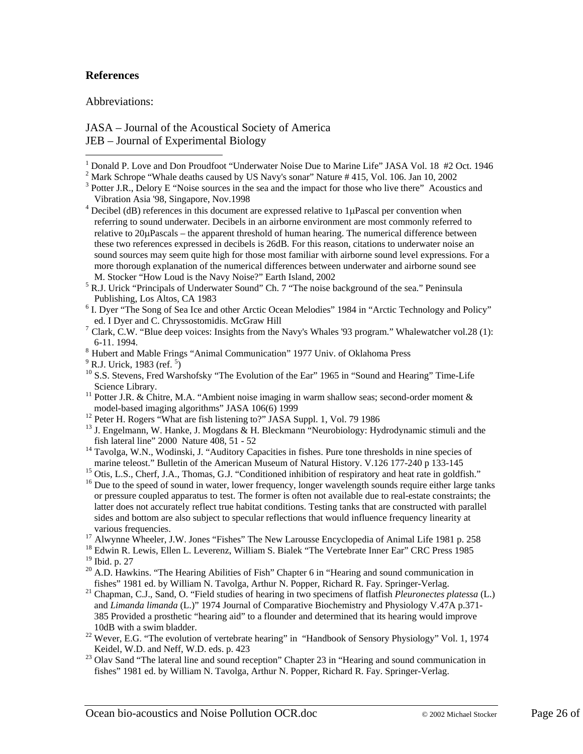**References**

Abbreviations:

JASA – Journal of the Acoustical Society of America
JEB – Journal of Experimental Biology

[1] Donald P. Love and Don Proudfoot "Underwater Noise Due to Marine Life" JASA Vol. 18 #2 Oct. 1946

[2] Mark Schrope "Whale deaths caused by US Navy's sonar" Nature # 415, Vol. 106. Jan 10, 2002

[3] Potter J.R., Delory E "Noise sources in the sea and the impact for those who live there" Acoustics and Vibration Asia '98, Singapore, Nov.1998

[4] Decibel (dB) references in this document are expressed relative to 1μPascal per convention when referring to sound underwater. Decibels in an airborne environment are most commonly referred to relative to 20μPascals – the apparent threshold of human hearing. The numerical difference between these two references expressed in decibels is 26dB. For this reason, citations to underwater noise an sound sources may seem quite high for those most familiar with airborne sound level expressions. For a more thorough explanation of the numerical differences between underwater and airborne sound see M. Stocker "How Loud is the Navy Noise?" Earth Island, 2002

[5] R.J. Urick "Principals of Underwater Sound" Ch. 7 "The noise background of the sea." Peninsula Publishing, Los Altos, CA 1983

[6] I. Dyer "The Song of Sea Ice and other Arctic Ocean Melodies" 1984 in "Arctic Technology and Policy" ed. I Dyer and C. Chryssostomidis. McGraw Hill

[7] Clark, C.W. "Blue deep voices: Insights from the Navy's Whales '93 program." Whalewatcher vol.28 (1): 6-11. 1994.

[8] Hubert and Mable Frings "Animal Communication" 1977 Univ. of Oklahoma Press

[9] R.J. Urick, 1983 (ref. [5])

[10] S.S. Stevens, Fred Warshofsky "The Evolution of the Ear" 1965 in "Sound and Hearing" Time-Life Science Library.

[11] Potter J.R. & Chitre, M.A. "Ambient noise imaging in warm shallow seas; second-order moment & model-based imaging algorithms" JASA 106(6) 1999

[12] Peter H. Rogers "What are fish listening to?" JASA Suppl. 1, Vol. 79 1986

[13] J. Engelmann, W. Hanke, J. Mogdans & H. Bleckmann "Neurobiology: Hydrodynamic stimuli and the fish lateral line" 2000 Nature 408, 51 - 52

[14] Tavolga, W.N., Wodinski, J. "Auditory Capacities in fishes. Pure tone thresholds in nine species of marine teleost." Bulletin of the American Museum of Natural History. V.126 177-240 p 133-145

[15] Otis, L.S., Cherf, J.A., Thomas, G.J. "Conditioned inhibition of respiratory and heat rate in goldfish."

[16] Due to the speed of sound in water, lower frequency, longer wavelength sounds require either large tanks or pressure coupled apparatus to test. The former is often not available due to real-estate constraints; the latter does not accurately reflect true habitat conditions. Testing tanks that are constructed with parallel sides and bottom are also subject to specular reflections that would influence frequency linearity at various frequencies.

[17] Alwynne Wheeler, J.W. Jones "Fishes" The New Larousse Encyclopedia of Animal Life 1981 p. 258

[18] Edwin R. Lewis, Ellen L. Leverenz, William S. Bialek "The Vertebrate Inner Ear" CRC Press 1985

[19] Ibid. p. 27

[20] A.D. Hawkins. "The Hearing Abilities of Fish" Chapter 6 in "Hearing and sound communication in fishes" 1981 ed. by William N. Tavolga, Arthur N. Popper, Richard R. Fay. Springer-Verlag.

[21] Chapman, C.J., Sand, O. "Field studies of hearing in two specimens of flatfish *Pleuronectes platessa* (L.) and *Limanda limanda* (L.)" 1974 Journal of Comparative Biochemistry and Physiology V.47A p.371-385 Provided a prosthetic "hearing aid" to a flounder and determined that its hearing would improve 10dB with a swim bladder.

[22] Wever, E.G. "The evolution of vertebrate hearing" in "Handbook of Sensory Physiology" Vol. 1, 1974 Keidel, W.D. and Neff, W.D. eds. p. 423

[23] Olav Sand "The lateral line and sound reception" Chapter 23 in "Hearing and sound communication in fishes" 1981 ed. by William N. Tavolga, Arthur N. Popper, Richard R. Fay. Springer-Verlag.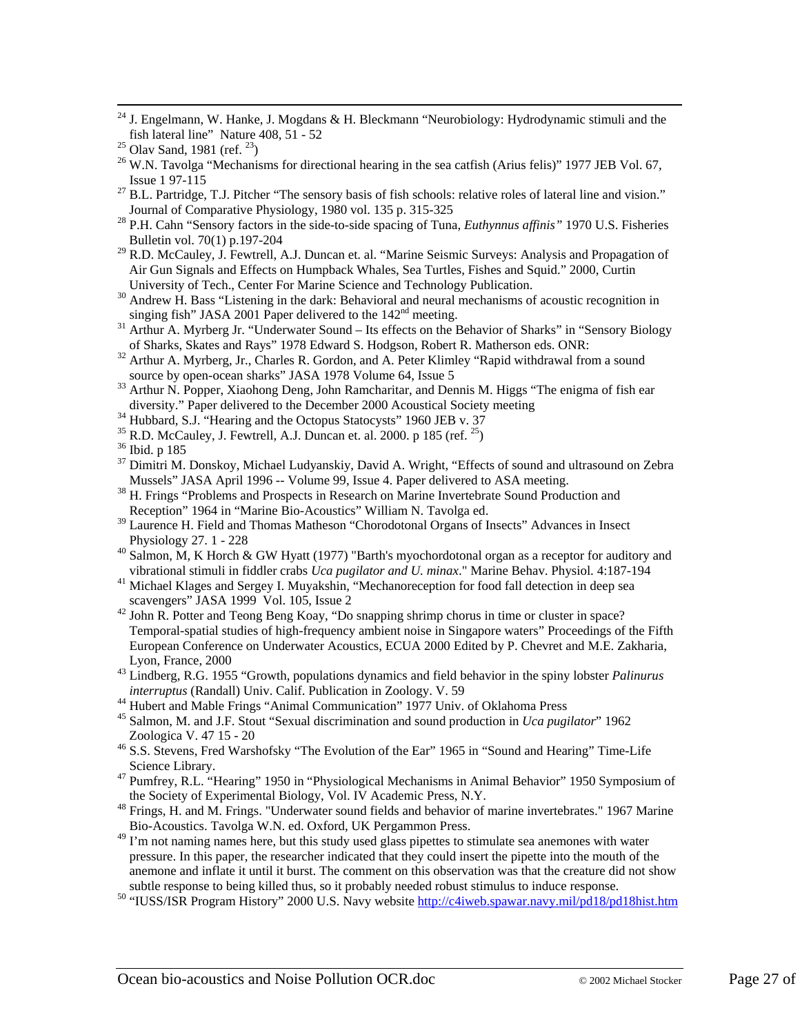[24] J. Engelmann, W. Hanke, J. Mogdans & H. Bleckmann "Neurobiology: Hydrodynamic stimuli and the fish lateral line" Nature 408, 51 - 52

[25] Olav Sand, 1981 (ref. [23])

[26] W.N. Tavolga "Mechanisms for directional hearing in the sea catfish (Arius felis)" 1977 JEB Vol. 67, Issue 1 97-115

[27] B.L. Partridge, T.J. Pitcher "The sensory basis of fish schools: relative roles of lateral line and vision." Journal of Comparative Physiology, 1980 vol. 135 p. 315-325

[28] P.H. Cahn "Sensory factors in the side-to-side spacing of Tuna, *Euthynnus affinis"* 1970 U.S. Fisheries Bulletin vol. 70(1) p.197-204

[29] R.D. McCauley, J. Fewtrell, A.J. Duncan et. al. "Marine Seismic Surveys: Analysis and Propagation of Air Gun Signals and Effects on Humpback Whales, Sea Turtles, Fishes and Squid." 2000, Curtin University of Tech., Center For Marine Science and Technology Publication.

[30] Andrew H. Bass "Listening in the dark: Behavioral and neural mechanisms of acoustic recognition in singing fish" JASA 2001 Paper delivered to the 142nd meeting.

[31] Arthur A. Myrberg Jr. "Underwater Sound – Its effects on the Behavior of Sharks" in "Sensory Biology of Sharks, Skates and Rays" 1978 Edward S. Hodgson, Robert R. Matherson eds. ONR:

[32] Arthur A. Myrberg, Jr., Charles R. Gordon, and A. Peter Klimley "Rapid withdrawal from a sound source by open-ocean sharks" JASA 1978 Volume 64, Issue 5

[33] Arthur N. Popper, Xiaohong Deng, John Ramcharitar, and Dennis M. Higgs "The enigma of fish ear diversity." Paper delivered to the December 2000 Acoustical Society meeting

[34] Hubbard, S.J. "Hearing and the Octopus Statocysts" 1960 JEB v. 37

[35] R.D. McCauley, J. Fewtrell, A.J. Duncan et. al. 2000. p 185 (ref. [25])

[36] Ibid. p 185

[37] Dimitri M. Donskoy, Michael Ludyanskiy, David A. Wright, "Effects of sound and ultrasound on Zebra Mussels" JASA April 1996 -- Volume 99, Issue 4. Paper delivered to ASA meeting.

[38] H. Frings "Problems and Prospects in Research on Marine Invertebrate Sound Production and Reception" 1964 in "Marine Bio-Acoustics" William N. Tavolga ed.

[39] Laurence H. Field and Thomas Matheson "Chorodotonal Organs of Insects" Advances in Insect Physiology 27. 1 - 228

[40] Salmon, M, K Horch & GW Hyatt (1977) "Barth's myochordotonal organ as a receptor for auditory and vibrational stimuli in fiddler crabs *Uca pugilator and U. minax*." Marine Behav. Physiol. 4:187-194

[41] Michael Klages and Sergey I. Muyakshin, "Mechanoreception for food fall detection in deep sea scavengers" JASA 1999 Vol. 105, Issue 2

[42] John R. Potter and Teong Beng Koay, "Do snapping shrimp chorus in time or cluster in space? Temporal-spatial studies of high-frequency ambient noise in Singapore waters" Proceedings of the Fifth European Conference on Underwater Acoustics, ECUA 2000 Edited by P. Chevret and M.E. Zakharia, Lyon, France, 2000

[43] Lindberg, R.G. 1955 "Growth, populations dynamics and field behavior in the spiny lobster *Palinurus interruptus* (Randall) Univ. Calif. Publication in Zoology. V. 59

[44] Hubert and Mable Frings "Animal Communication" 1977 Univ. of Oklahoma Press

[45] Salmon, M. and J.F. Stout "Sexual discrimination and sound production in *Uca pugilator*" 1962 Zoologica V. 47 15 - 20

[46] S.S. Stevens, Fred Warshofsky "The Evolution of the Ear" 1965 in "Sound and Hearing" Time-Life Science Library.

[47] Pumfrey, R.L. "Hearing" 1950 in "Physiological Mechanisms in Animal Behavior" 1950 Symposium of the Society of Experimental Biology, Vol. IV Academic Press, N.Y.

[48] Frings, H. and M. Frings. "Underwater sound fields and behavior of marine invertebrates." 1967 Marine Bio-Acoustics. Tavolga W.N. ed. Oxford, UK Pergammon Press.

[49] I'm not naming names here, but this study used glass pipettes to stimulate sea anemones with water pressure. In this paper, the researcher indicated that they could insert the pipette into the mouth of the anemone and inflate it until it burst. The comment on this observation was that the creature did not show subtle response to being killed thus, so it probably needed robust stimulus to induce response.

[50] "IUSS/ISR Program History" 2000 U.S. Navy website http://c4iweb.spawar.navy.mil/pd18/pd18hist.htm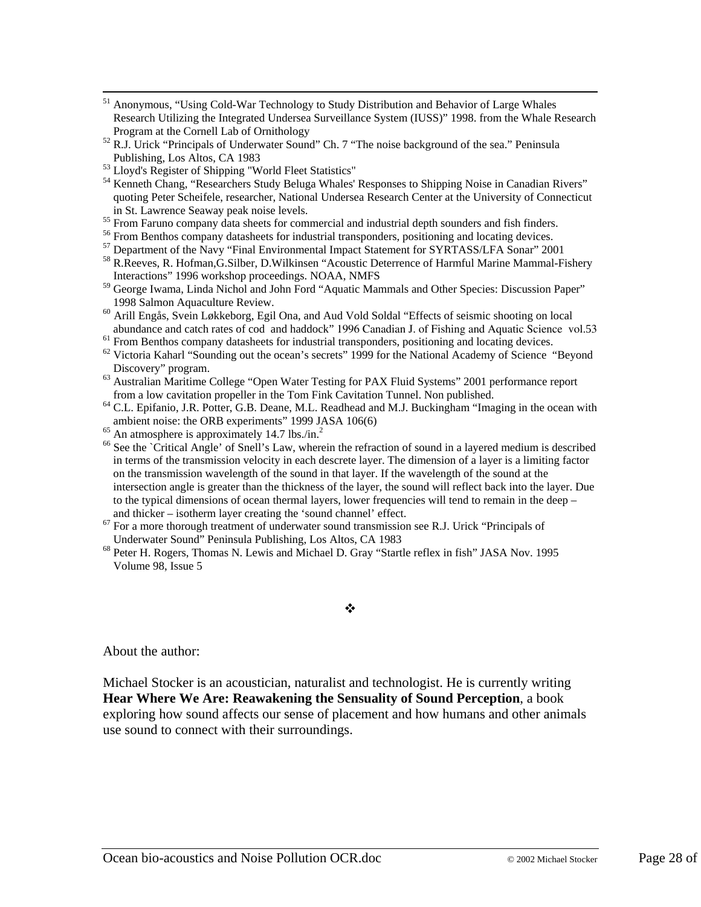[51] Anonymous, "Using Cold-War Technology to Study Distribution and Behavior of Large Whales Research Utilizing the Integrated Undersea Surveillance System (IUSS)" 1998. from the Whale Research Program at the Cornell Lab of Ornithology

[52] R.J. Urick "Principals of Underwater Sound" Ch. 7 "The noise background of the sea." Peninsula Publishing, Los Altos, CA 1983

[53] Lloyd's Register of Shipping "World Fleet Statistics"

[54] Kenneth Chang, "Researchers Study Beluga Whales' Responses to Shipping Noise in Canadian Rivers" quoting Peter Scheifele, researcher, National Undersea Research Center at the University of Connecticut in St. Lawrence Seaway peak noise levels.

[55] From Faruno company data sheets for commercial and industrial depth sounders and fish finders.

[56] From Benthos company datasheets for industrial transponders, positioning and locating devices.

[57] Department of the Navy "Final Environmental Impact Statement for SYRTASS/LFA Sonar" 2001

[58] R.Reeves, R. Hofman,G.Silber, D.Wilkinsen "Acoustic Deterrence of Harmful Marine Mammal-Fishery Interactions" 1996 workshop proceedings. NOAA, NMFS

[59] George Iwama, Linda Nichol and John Ford "Aquatic Mammals and Other Species: Discussion Paper" 1998 Salmon Aquaculture Review.

[60] Arill Engås, Svein Løkkeborg, Egil Ona, and Aud Vold Soldal "Effects of seismic shooting on local abundance and catch rates of cod and haddock" 1996 Canadian J. of Fishing and Aquatic Science vol.53

[61] From Benthos company datasheets for industrial transponders, positioning and locating devices.

[62] Victoria Kaharl "Sounding out the ocean's secrets" 1999 for the National Academy of Science "Beyond Discovery" program.

[63] Australian Maritime College "Open Water Testing for PAX Fluid Systems" 2001 performance report from a low cavitation propeller in the Tom Fink Cavitation Tunnel. Non published.

[64] C.L. Epifanio, J.R. Potter, G.B. Deane, M.L. Readhead and M.J. Buckingham "Imaging in the ocean with ambient noise: the ORB experiments" 1999 JASA 106(6)

[65] An atmosphere is approximately 14.7 lbs./in.$^2$

[66] See the `Critical Angle' of Snell's Law, wherein the refraction of sound in a layered medium is described in terms of the transmission velocity in each descrete layer. The dimension of a layer is a limiting factor on the transmission wavelength of the sound in that layer. If the wavelength of the sound at the intersection angle is greater than the thickness of the layer, the sound will reflect back into the layer. Due to the typical dimensions of ocean thermal layers, lower frequencies will tend to remain in the deep – and thicker – isotherm layer creating the 'sound channel' effect.

[67] For a more thorough treatment of underwater sound transmission see R.J. Urick "Principals of Underwater Sound" Peninsula Publishing, Los Altos, CA 1983

[68] Peter H. Rogers, Thomas N. Lewis and Michael D. Gray "Startle reflex in fish" JASA Nov. 1995 Volume 98, Issue 5

❖

About the author:

Michael Stocker is an acoustician, naturalist and technologist. He is currently writing **Hear Where We Are: Reawakening the Sensuality of Sound Perception**, a book exploring how sound affects our sense of placement and how humans and other animals use sound to connect with their surroundings.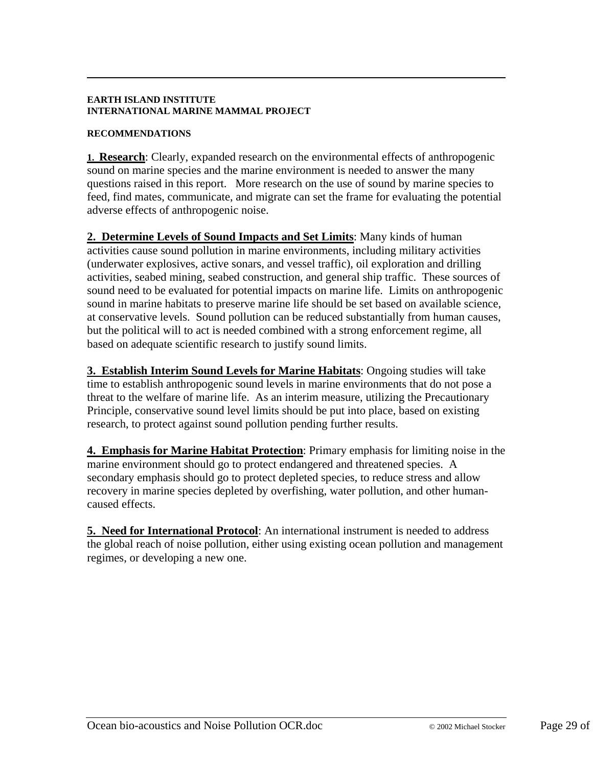**EARTH ISLAND INSTITUTE**
**INTERNATIONAL MARINE MAMMAL PROJECT**

**RECOMMENDATIONS**

**1. Research**: Clearly, expanded research on the environmental effects of anthropogenic sound on marine species and the marine environment is needed to answer the many questions raised in this report. More research on the use of sound by marine species to feed, find mates, communicate, and migrate can set the frame for evaluating the potential adverse effects of anthropogenic noise.

**2. Determine Levels of Sound Impacts and Set Limits**: Many kinds of human activities cause sound pollution in marine environments, including military activities (underwater explosives, active sonars, and vessel traffic), oil exploration and drilling activities, seabed mining, seabed construction, and general ship traffic. These sources of sound need to be evaluated for potential impacts on marine life. Limits on anthropogenic sound in marine habitats to preserve marine life should be set based on available science, at conservative levels. Sound pollution can be reduced substantially from human causes, but the political will to act is needed combined with a strong enforcement regime, all based on adequate scientific research to justify sound limits.

**3. Establish Interim Sound Levels for Marine Habitats**: Ongoing studies will take time to establish anthropogenic sound levels in marine environments that do not pose a threat to the welfare of marine life. As an interim measure, utilizing the Precautionary Principle, conservative sound level limits should be put into place, based on existing research, to protect against sound pollution pending further results.

**4. Emphasis for Marine Habitat Protection**: Primary emphasis for limiting noise in the marine environment should go to protect endangered and threatened species. A secondary emphasis should go to protect depleted species, to reduce stress and allow recovery in marine species depleted by overfishing, water pollution, and other human-caused effects.

**5. Need for International Protocol**: An international instrument is needed to address the global reach of noise pollution, either using existing ocean pollution and management regimes, or developing a new one.